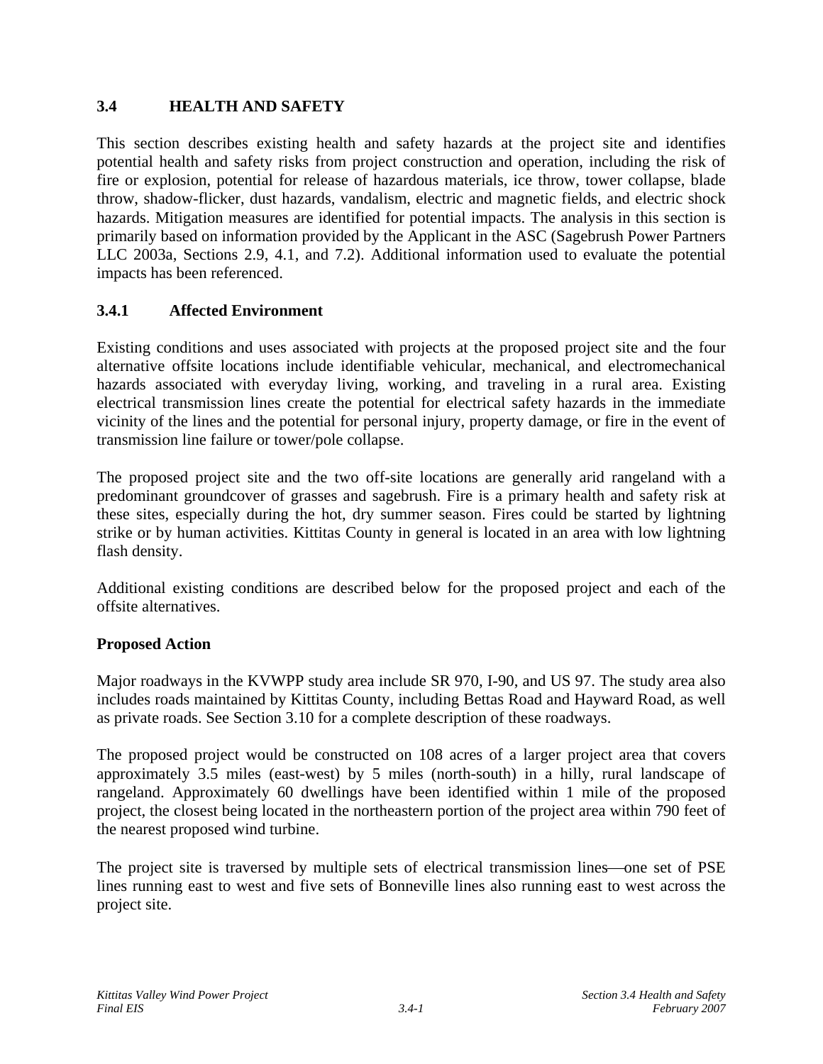## 3.4 HEALTH AND SAFETY

This section describes existing health and safety hazards at the project site and identifies potential health and safety risks from project construction and operation, including the risk of fire or explosion, potential for release of hazardous materials, ice throw, tower collapse, blade throw, shadow-flicker, dust hazards, vandalism, electric and magnetic fields, and electric shock hazards. Mitigation measures are identified for potential impacts. The analysis in this section is primarily based on information provided by the Applicant in the ASC (Sagebrush Power Partners LLC 2003a, Sections 2.9, 4.1, and 7.2). Additional information used to evaluate the potential impacts has been referenced.

### 3.4.1 Affected Environment

Existing conditions and uses associated with projects at the proposed project site and the four alternative offsite locations include identifiable vehicular, mechanical, and electromechanical hazards associated with everyday living, working, and traveling in a rural area. Existing electrical transmission lines create the potential for electrical safety hazards in the immediate vicinity of the lines and the potential for personal injury, property damage, or fire in the event of transmission line failure or tower/pole collapse.

The proposed project site and the two off-site locations are generally arid rangeland with a predominant groundcover of grasses and sagebrush. Fire is a primary health and safety risk at these sites, especially during the hot, dry summer season. Fires could be started by lightning strike or by human activities. Kittitas County in general is located in an area with low lightning flash density.

Additional existing conditions are described below for the proposed project and each of the offsite alternatives.

**Proposed Action**

Major roadways in the KVWPP study area include SR 970, I-90, and US 97. The study area also includes roads maintained by Kittitas County, including Bettas Road and Hayward Road, as well as private roads. See Section 3.10 for a complete description of these roadways.

The proposed project would be constructed on 108 acres of a larger project area that covers approximately 3.5 miles (east-west) by 5 miles (north-south) in a hilly, rural landscape of rangeland. Approximately 60 dwellings have been identified within 1 mile of the proposed project, the closest being located in the northeastern portion of the project area within 790 feet of the nearest proposed wind turbine.

The project site is traversed by multiple sets of electrical transmission lines—one set of PSE lines running east to west and five sets of Bonneville lines also running east to west across the project site.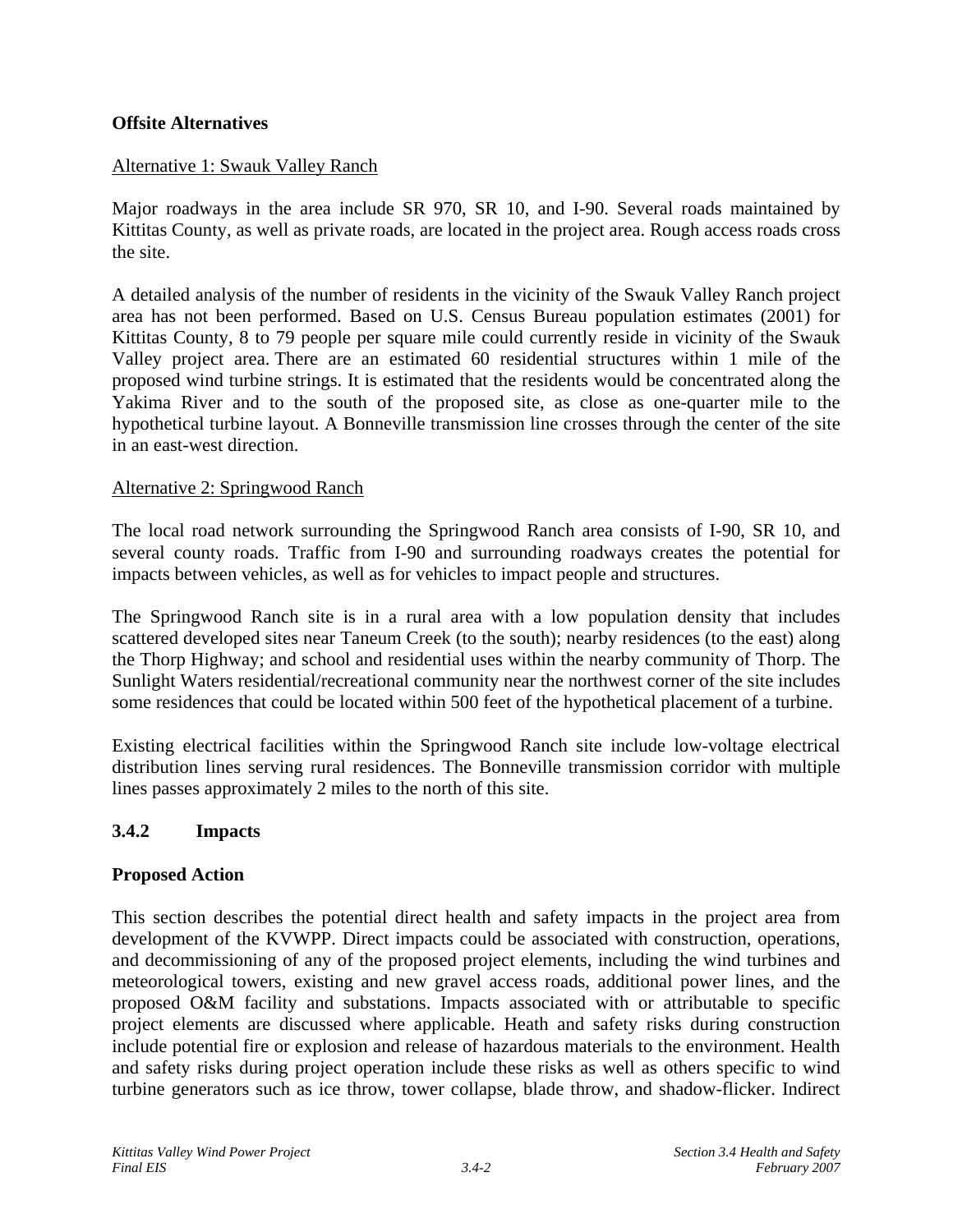**Offsite Alternatives**

Alternative 1: Swauk Valley Ranch

Major roadways in the area include SR 970, SR 10, and I-90. Several roads maintained by Kittitas County, as well as private roads, are located in the project area. Rough access roads cross the site.

A detailed analysis of the number of residents in the vicinity of the Swauk Valley Ranch project area has not been performed. Based on U.S. Census Bureau population estimates (2001) for Kittitas County, 8 to 79 people per square mile could currently reside in vicinity of the Swauk Valley project area. There are an estimated 60 residential structures within 1 mile of the proposed wind turbine strings. It is estimated that the residents would be concentrated along the Yakima River and to the south of the proposed site, as close as one-quarter mile to the hypothetical turbine layout. A Bonneville transmission line crosses through the center of the site in an east-west direction.

Alternative 2: Springwood Ranch

The local road network surrounding the Springwood Ranch area consists of I-90, SR 10, and several county roads. Traffic from I-90 and surrounding roadways creates the potential for impacts between vehicles, as well as for vehicles to impact people and structures.

The Springwood Ranch site is in a rural area with a low population density that includes scattered developed sites near Taneum Creek (to the south); nearby residences (to the east) along the Thorp Highway; and school and residential uses within the nearby community of Thorp. The Sunlight Waters residential/recreational community near the northwest corner of the site includes some residences that could be located within 500 feet of the hypothetical placement of a turbine.

Existing electrical facilities within the Springwood Ranch site include low-voltage electrical distribution lines serving rural residences. The Bonneville transmission corridor with multiple lines passes approximately 2 miles to the north of this site.

### 3.4.2 Impacts

**Proposed Action**

This section describes the potential direct health and safety impacts in the project area from development of the KVWPP. Direct impacts could be associated with construction, operations, and decommissioning of any of the proposed project elements, including the wind turbines and meteorological towers, existing and new gravel access roads, additional power lines, and the proposed O&M facility and substations. Impacts associated with or attributable to specific project elements are discussed where applicable. Heath and safety risks during construction include potential fire or explosion and release of hazardous materials to the environment. Health and safety risks during project operation include these risks as well as others specific to wind turbine generators such as ice throw, tower collapse, blade throw, and shadow-flicker. Indirect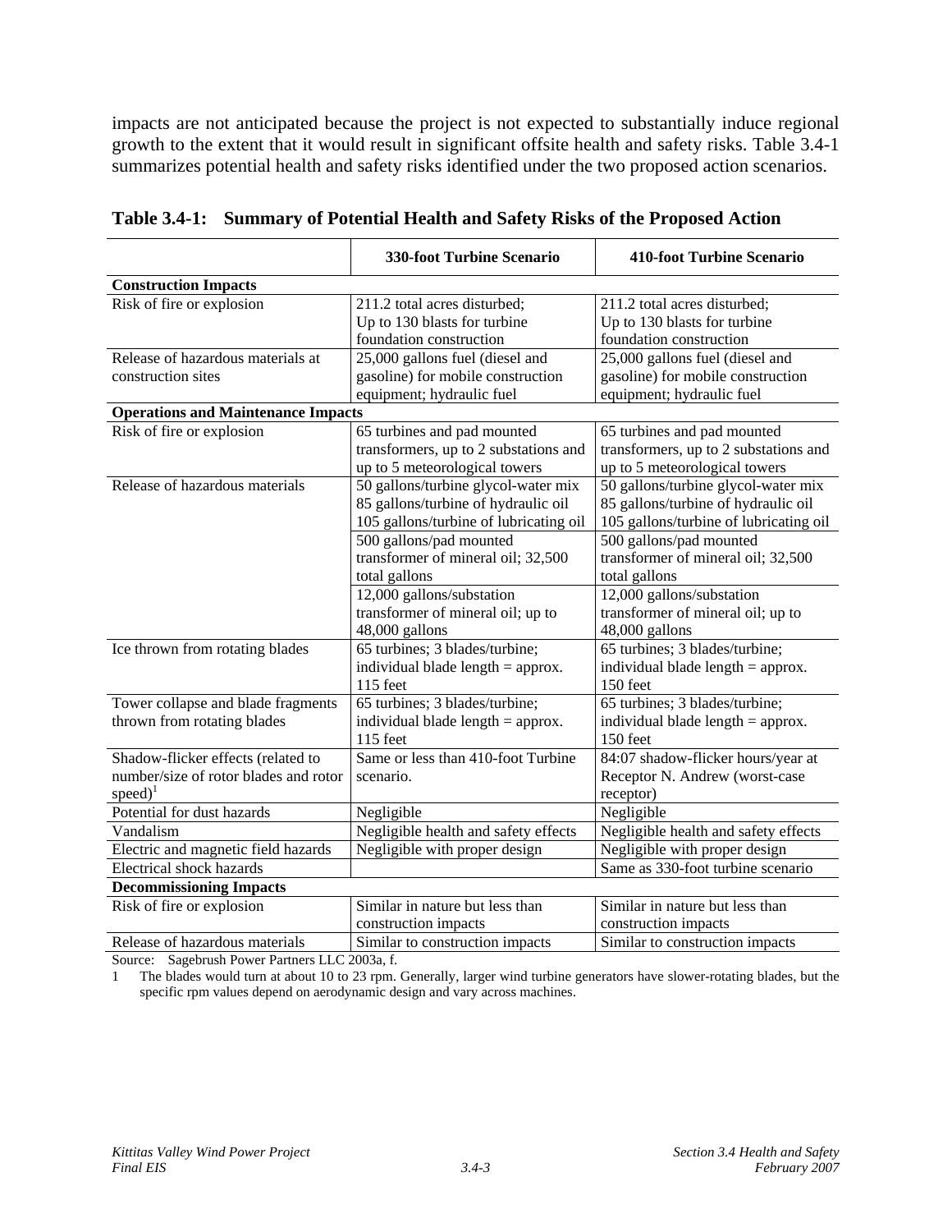impacts are not anticipated because the project is not expected to substantially induce regional growth to the extent that it would result in significant offsite health and safety risks. Table 3.4-1 summarizes potential health and safety risks identified under the two proposed action scenarios.

**Table 3.4-1: Summary of Potential Health and Safety Risks of the Proposed Action**

| | 330-foot Turbine Scenario | 410-foot Turbine Scenario |
|---|---|---|
| **Construction Impacts** | | |
| Risk of fire or explosion | 211.2 total acres disturbed; Up to 130 blasts for turbine foundation construction | 211.2 total acres disturbed; Up to 130 blasts for turbine foundation construction |
| Release of hazardous materials at construction sites | 25,000 gallons fuel (diesel and gasoline) for mobile construction equipment; hydraulic fuel | 25,000 gallons fuel (diesel and gasoline) for mobile construction equipment; hydraulic fuel |
| **Operations and Maintenance Impacts** | | |
| Risk of fire or explosion | 65 turbines and pad mounted transformers, up to 2 substations and up to 5 meteorological towers | 65 turbines and pad mounted transformers, up to 2 substations and up to 5 meteorological towers |
| Release of hazardous materials | 50 gallons/turbine glycol-water mix 85 gallons/turbine of hydraulic oil 105 gallons/turbine of lubricating oil | 50 gallons/turbine glycol-water mix 85 gallons/turbine of hydraulic oil 105 gallons/turbine of lubricating oil |
| | 500 gallons/pad mounted transformer of mineral oil; 32,500 total gallons | 500 gallons/pad mounted transformer of mineral oil; 32,500 total gallons |
| | 12,000 gallons/substation transformer of mineral oil; up to 48,000 gallons | 12,000 gallons/substation transformer of mineral oil; up to 48,000 gallons |
| Ice thrown from rotating blades | 65 turbines; 3 blades/turbine; individual blade length = approx. 115 feet | 65 turbines; 3 blades/turbine; individual blade length = approx. 150 feet |
| Tower collapse and blade fragments thrown from rotating blades | 65 turbines; 3 blades/turbine; individual blade length = approx. 115 feet | 65 turbines; 3 blades/turbine; individual blade length = approx. 150 feet |
| Shadow-flicker effects (related to number/size of rotor blades and rotor speed)[1] | Same or less than 410-foot Turbine scenario. | 84:07 shadow-flicker hours/year at Receptor N. Andrew (worst-case receptor) |
| Potential for dust hazards | Negligible | Negligible |
| Vandalism | Negligible health and safety effects | Negligible health and safety effects |
| Electric and magnetic field hazards | Negligible with proper design | Negligible with proper design |
| Electrical shock hazards | | Same as 330-foot turbine scenario |
| **Decommissioning Impacts** | | |
| Risk of fire or explosion | Similar in nature but less than construction impacts | Similar in nature but less than construction impacts |
| Release of hazardous materials | Similar to construction impacts | Similar to construction impacts |

Source: Sagebrush Power Partners LLC 2003a, f.

1 The blades would turn at about 10 to 23 rpm. Generally, larger wind turbine generators have slower-rotating blades, but the specific rpm values depend on aerodynamic design and vary across machines.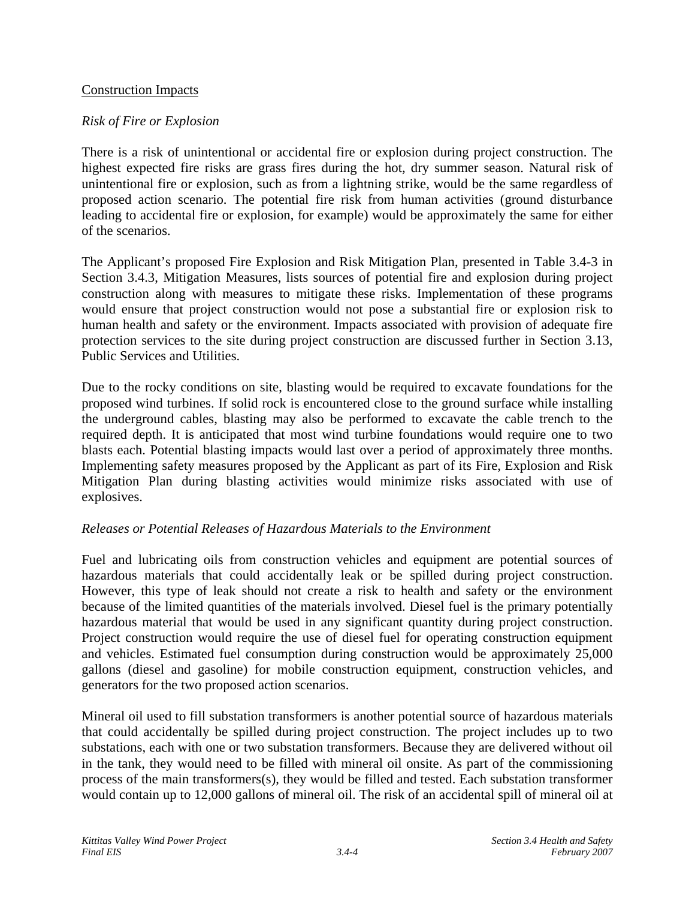Construction Impacts

*Risk of Fire or Explosion*

There is a risk of unintentional or accidental fire or explosion during project construction. The highest expected fire risks are grass fires during the hot, dry summer season. Natural risk of unintentional fire or explosion, such as from a lightning strike, would be the same regardless of proposed action scenario. The potential fire risk from human activities (ground disturbance leading to accidental fire or explosion, for example) would be approximately the same for either of the scenarios.

The Applicant's proposed Fire Explosion and Risk Mitigation Plan, presented in Table 3.4-3 in Section 3.4.3, Mitigation Measures, lists sources of potential fire and explosion during project construction along with measures to mitigate these risks. Implementation of these programs would ensure that project construction would not pose a substantial fire or explosion risk to human health and safety or the environment. Impacts associated with provision of adequate fire protection services to the site during project construction are discussed further in Section 3.13, Public Services and Utilities.

Due to the rocky conditions on site, blasting would be required to excavate foundations for the proposed wind turbines. If solid rock is encountered close to the ground surface while installing the underground cables, blasting may also be performed to excavate the cable trench to the required depth. It is anticipated that most wind turbine foundations would require one to two blasts each. Potential blasting impacts would last over a period of approximately three months. Implementing safety measures proposed by the Applicant as part of its Fire, Explosion and Risk Mitigation Plan during blasting activities would minimize risks associated with use of explosives.

*Releases or Potential Releases of Hazardous Materials to the Environment*

Fuel and lubricating oils from construction vehicles and equipment are potential sources of hazardous materials that could accidentally leak or be spilled during project construction. However, this type of leak should not create a risk to health and safety or the environment because of the limited quantities of the materials involved. Diesel fuel is the primary potentially hazardous material that would be used in any significant quantity during project construction. Project construction would require the use of diesel fuel for operating construction equipment and vehicles. Estimated fuel consumption during construction would be approximately 25,000 gallons (diesel and gasoline) for mobile construction equipment, construction vehicles, and generators for the two proposed action scenarios.

Mineral oil used to fill substation transformers is another potential source of hazardous materials that could accidentally be spilled during project construction. The project includes up to two substations, each with one or two substation transformers. Because they are delivered without oil in the tank, they would need to be filled with mineral oil onsite. As part of the commissioning process of the main transformers(s), they would be filled and tested. Each substation transformer would contain up to 12,000 gallons of mineral oil. The risk of an accidental spill of mineral oil at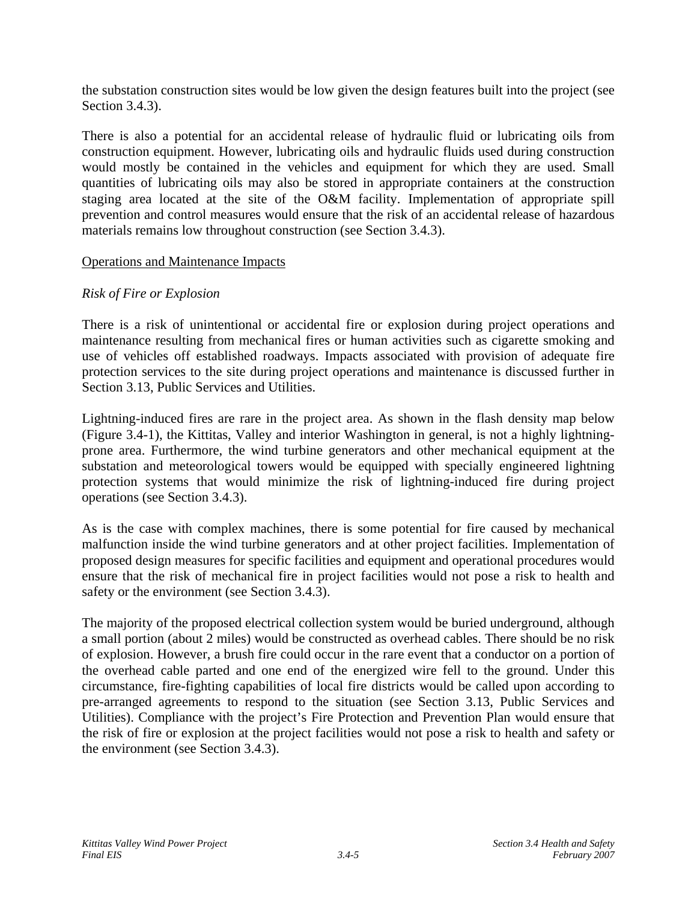the substation construction sites would be low given the design features built into the project (see Section 3.4.3).

There is also a potential for an accidental release of hydraulic fluid or lubricating oils from construction equipment. However, lubricating oils and hydraulic fluids used during construction would mostly be contained in the vehicles and equipment for which they are used. Small quantities of lubricating oils may also be stored in appropriate containers at the construction staging area located at the site of the O&M facility. Implementation of appropriate spill prevention and control measures would ensure that the risk of an accidental release of hazardous materials remains low throughout construction (see Section 3.4.3).

<u>Operations and Maintenance Impacts</u>

*Risk of Fire or Explosion*

There is a risk of unintentional or accidental fire or explosion during project operations and maintenance resulting from mechanical fires or human activities such as cigarette smoking and use of vehicles off established roadways. Impacts associated with provision of adequate fire protection services to the site during project operations and maintenance is discussed further in Section 3.13, Public Services and Utilities.

Lightning-induced fires are rare in the project area. As shown in the flash density map below (Figure 3.4-1), the Kittitas, Valley and interior Washington in general, is not a highly lightning-prone area. Furthermore, the wind turbine generators and other mechanical equipment at the substation and meteorological towers would be equipped with specially engineered lightning protection systems that would minimize the risk of lightning-induced fire during project operations (see Section 3.4.3).

As is the case with complex machines, there is some potential for fire caused by mechanical malfunction inside the wind turbine generators and at other project facilities. Implementation of proposed design measures for specific facilities and equipment and operational procedures would ensure that the risk of mechanical fire in project facilities would not pose a risk to health and safety or the environment (see Section 3.4.3).

The majority of the proposed electrical collection system would be buried underground, although a small portion (about 2 miles) would be constructed as overhead cables. There should be no risk of explosion. However, a brush fire could occur in the rare event that a conductor on a portion of the overhead cable parted and one end of the energized wire fell to the ground. Under this circumstance, fire-fighting capabilities of local fire districts would be called upon according to pre-arranged agreements to respond to the situation (see Section 3.13, Public Services and Utilities). Compliance with the project's Fire Protection and Prevention Plan would ensure that the risk of fire or explosion at the project facilities would not pose a risk to health and safety or the environment (see Section 3.4.3).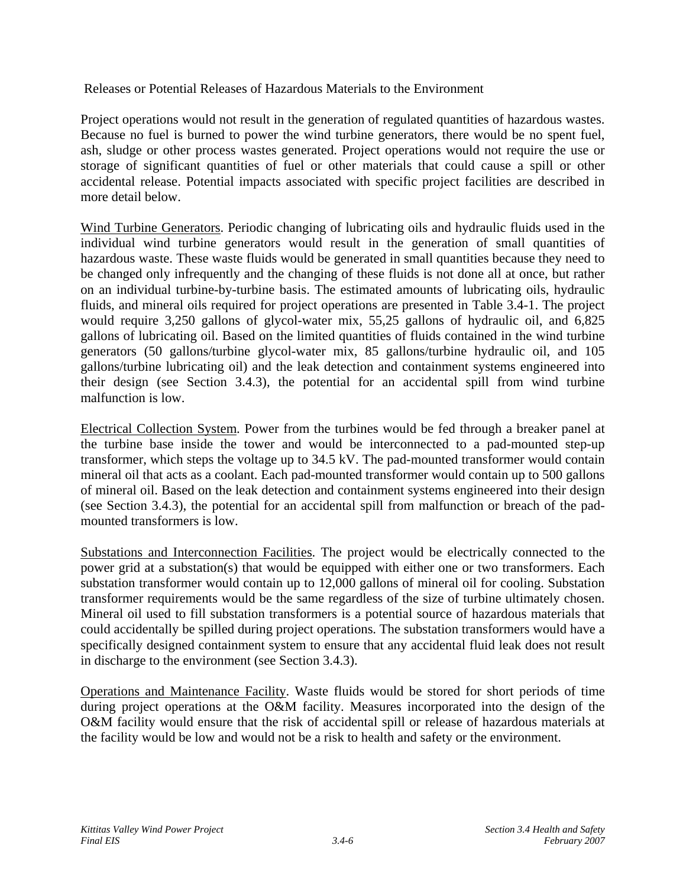Releases or Potential Releases of Hazardous Materials to the Environment

Project operations would not result in the generation of regulated quantities of hazardous wastes. Because no fuel is burned to power the wind turbine generators, there would be no spent fuel, ash, sludge or other process wastes generated. Project operations would not require the use or storage of significant quantities of fuel or other materials that could cause a spill or other accidental release. Potential impacts associated with specific project facilities are described in more detail below.

Wind Turbine Generators. Periodic changing of lubricating oils and hydraulic fluids used in the individual wind turbine generators would result in the generation of small quantities of hazardous waste. These waste fluids would be generated in small quantities because they need to be changed only infrequently and the changing of these fluids is not done all at once, but rather on an individual turbine-by-turbine basis. The estimated amounts of lubricating oils, hydraulic fluids, and mineral oils required for project operations are presented in Table 3.4-1. The project would require 3,250 gallons of glycol-water mix, 55,25 gallons of hydraulic oil, and 6,825 gallons of lubricating oil. Based on the limited quantities of fluids contained in the wind turbine generators (50 gallons/turbine glycol-water mix, 85 gallons/turbine hydraulic oil, and 105 gallons/turbine lubricating oil) and the leak detection and containment systems engineered into their design (see Section 3.4.3), the potential for an accidental spill from wind turbine malfunction is low.

Electrical Collection System. Power from the turbines would be fed through a breaker panel at the turbine base inside the tower and would be interconnected to a pad-mounted step-up transformer, which steps the voltage up to 34.5 kV. The pad-mounted transformer would contain mineral oil that acts as a coolant. Each pad-mounted transformer would contain up to 500 gallons of mineral oil. Based on the leak detection and containment systems engineered into their design (see Section 3.4.3), the potential for an accidental spill from malfunction or breach of the pad-mounted transformers is low.

Substations and Interconnection Facilities. The project would be electrically connected to the power grid at a substation(s) that would be equipped with either one or two transformers. Each substation transformer would contain up to 12,000 gallons of mineral oil for cooling. Substation transformer requirements would be the same regardless of the size of turbine ultimately chosen. Mineral oil used to fill substation transformers is a potential source of hazardous materials that could accidentally be spilled during project operations. The substation transformers would have a specifically designed containment system to ensure that any accidental fluid leak does not result in discharge to the environment (see Section 3.4.3).

Operations and Maintenance Facility. Waste fluids would be stored for short periods of time during project operations at the O&M facility. Measures incorporated into the design of the O&M facility would ensure that the risk of accidental spill or release of hazardous materials at the facility would be low and would not be a risk to health and safety or the environment.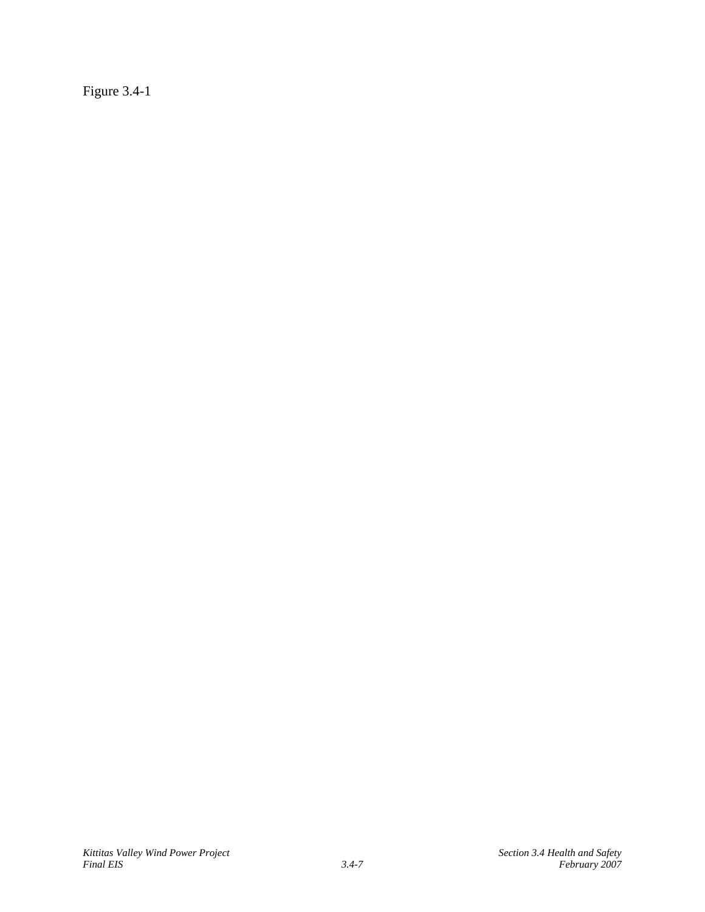Figure 3.4-1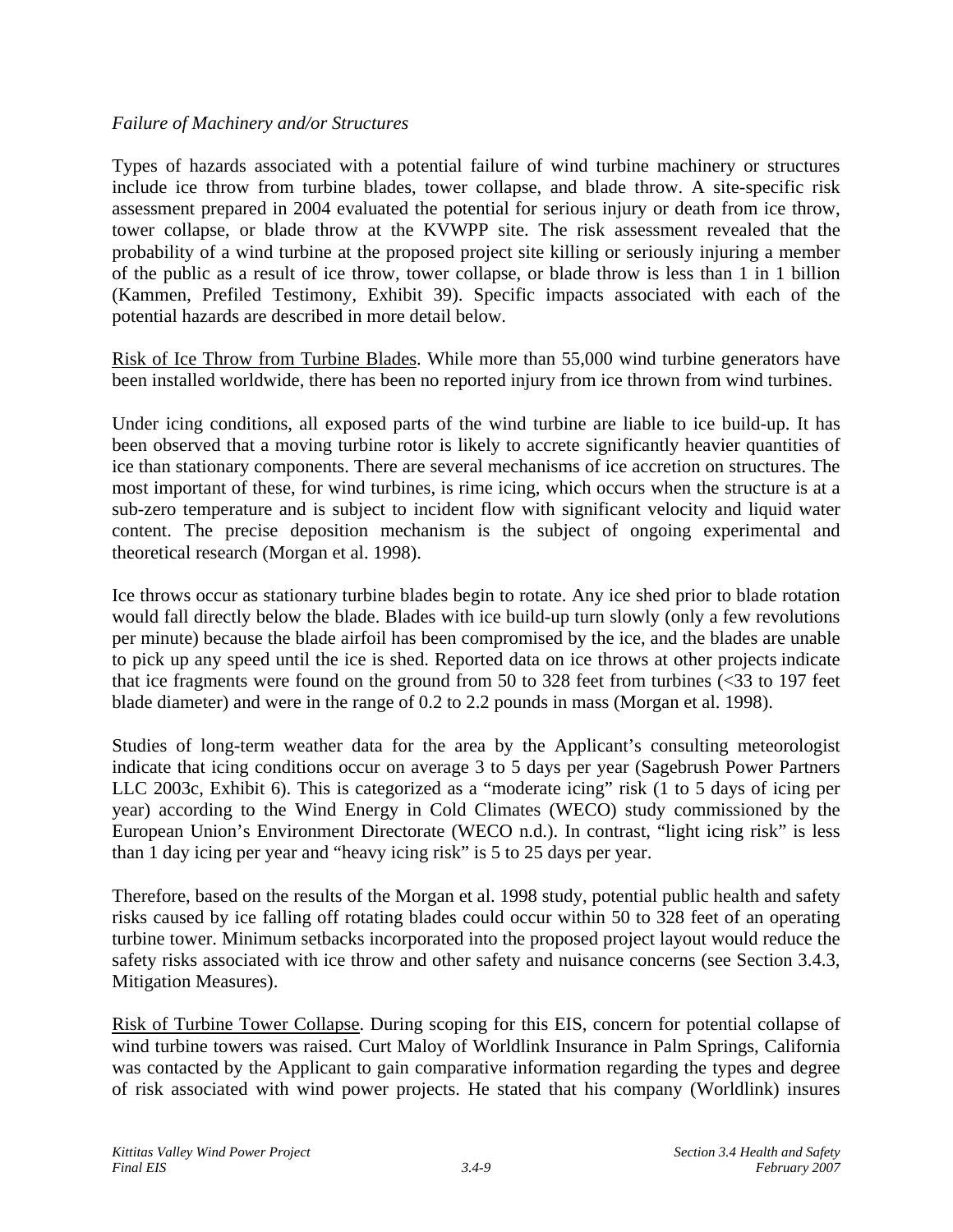*Failure of Machinery and/or Structures*

Types of hazards associated with a potential failure of wind turbine machinery or structures include ice throw from turbine blades, tower collapse, and blade throw. A site-specific risk assessment prepared in 2004 evaluated the potential for serious injury or death from ice throw, tower collapse, or blade throw at the KVWPP site. The risk assessment revealed that the probability of a wind turbine at the proposed project site killing or seriously injuring a member of the public as a result of ice throw, tower collapse, or blade throw is less than 1 in 1 billion (Kammen, Prefiled Testimony, Exhibit 39). Specific impacts associated with each of the potential hazards are described in more detail below.

Risk of Ice Throw from Turbine Blades. While more than 55,000 wind turbine generators have been installed worldwide, there has been no reported injury from ice thrown from wind turbines.

Under icing conditions, all exposed parts of the wind turbine are liable to ice build-up. It has been observed that a moving turbine rotor is likely to accrete significantly heavier quantities of ice than stationary components. There are several mechanisms of ice accretion on structures. The most important of these, for wind turbines, is rime icing, which occurs when the structure is at a sub-zero temperature and is subject to incident flow with significant velocity and liquid water content. The precise deposition mechanism is the subject of ongoing experimental and theoretical research (Morgan et al. 1998).

Ice throws occur as stationary turbine blades begin to rotate. Any ice shed prior to blade rotation would fall directly below the blade. Blades with ice build-up turn slowly (only a few revolutions per minute) because the blade airfoil has been compromised by the ice, and the blades are unable to pick up any speed until the ice is shed. Reported data on ice throws at other projects indicate that ice fragments were found on the ground from 50 to 328 feet from turbines (<33 to 197 feet blade diameter) and were in the range of 0.2 to 2.2 pounds in mass (Morgan et al. 1998).

Studies of long-term weather data for the area by the Applicant's consulting meteorologist indicate that icing conditions occur on average 3 to 5 days per year (Sagebrush Power Partners LLC 2003c, Exhibit 6). This is categorized as a "moderate icing" risk (1 to 5 days of icing per year) according to the Wind Energy in Cold Climates (WECO) study commissioned by the European Union's Environment Directorate (WECO n.d.). In contrast, "light icing risk" is less than 1 day icing per year and "heavy icing risk" is 5 to 25 days per year.

Therefore, based on the results of the Morgan et al. 1998 study, potential public health and safety risks caused by ice falling off rotating blades could occur within 50 to 328 feet of an operating turbine tower. Minimum setbacks incorporated into the proposed project layout would reduce the safety risks associated with ice throw and other safety and nuisance concerns (see Section 3.4.3, Mitigation Measures).

Risk of Turbine Tower Collapse. During scoping for this EIS, concern for potential collapse of wind turbine towers was raised. Curt Maloy of Worldlink Insurance in Palm Springs, California was contacted by the Applicant to gain comparative information regarding the types and degree of risk associated with wind power projects. He stated that his company (Worldlink) insures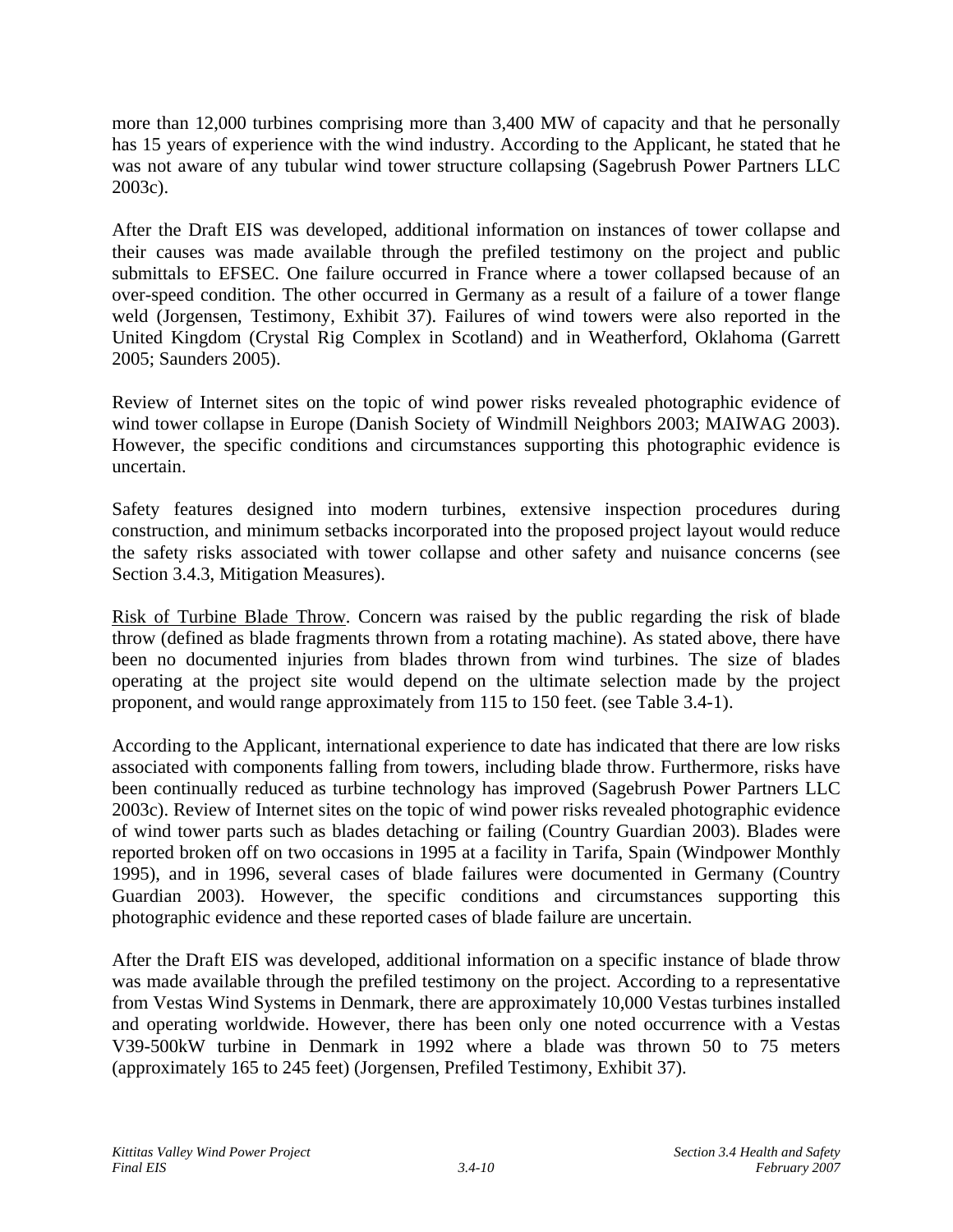more than 12,000 turbines comprising more than 3,400 MW of capacity and that he personally has 15 years of experience with the wind industry. According to the Applicant, he stated that he was not aware of any tubular wind tower structure collapsing (Sagebrush Power Partners LLC 2003c).

After the Draft EIS was developed, additional information on instances of tower collapse and their causes was made available through the prefiled testimony on the project and public submittals to EFSEC. One failure occurred in France where a tower collapsed because of an over-speed condition. The other occurred in Germany as a result of a failure of a tower flange weld (Jorgensen, Testimony, Exhibit 37). Failures of wind towers were also reported in the United Kingdom (Crystal Rig Complex in Scotland) and in Weatherford, Oklahoma (Garrett 2005; Saunders 2005).

Review of Internet sites on the topic of wind power risks revealed photographic evidence of wind tower collapse in Europe (Danish Society of Windmill Neighbors 2003; MAIWAG 2003). However, the specific conditions and circumstances supporting this photographic evidence is uncertain.

Safety features designed into modern turbines, extensive inspection procedures during construction, and minimum setbacks incorporated into the proposed project layout would reduce the safety risks associated with tower collapse and other safety and nuisance concerns (see Section 3.4.3, Mitigation Measures).

Risk of Turbine Blade Throw. Concern was raised by the public regarding the risk of blade throw (defined as blade fragments thrown from a rotating machine). As stated above, there have been no documented injuries from blades thrown from wind turbines. The size of blades operating at the project site would depend on the ultimate selection made by the project proponent, and would range approximately from 115 to 150 feet. (see Table 3.4-1).

According to the Applicant, international experience to date has indicated that there are low risks associated with components falling from towers, including blade throw. Furthermore, risks have been continually reduced as turbine technology has improved (Sagebrush Power Partners LLC 2003c). Review of Internet sites on the topic of wind power risks revealed photographic evidence of wind tower parts such as blades detaching or failing (Country Guardian 2003). Blades were reported broken off on two occasions in 1995 at a facility in Tarifa, Spain (Windpower Monthly 1995), and in 1996, several cases of blade failures were documented in Germany (Country Guardian 2003). However, the specific conditions and circumstances supporting this photographic evidence and these reported cases of blade failure are uncertain.

After the Draft EIS was developed, additional information on a specific instance of blade throw was made available through the prefiled testimony on the project. According to a representative from Vestas Wind Systems in Denmark, there are approximately 10,000 Vestas turbines installed and operating worldwide. However, there has been only one noted occurrence with a Vestas V39-500kW turbine in Denmark in 1992 where a blade was thrown 50 to 75 meters (approximately 165 to 245 feet) (Jorgensen, Prefiled Testimony, Exhibit 37).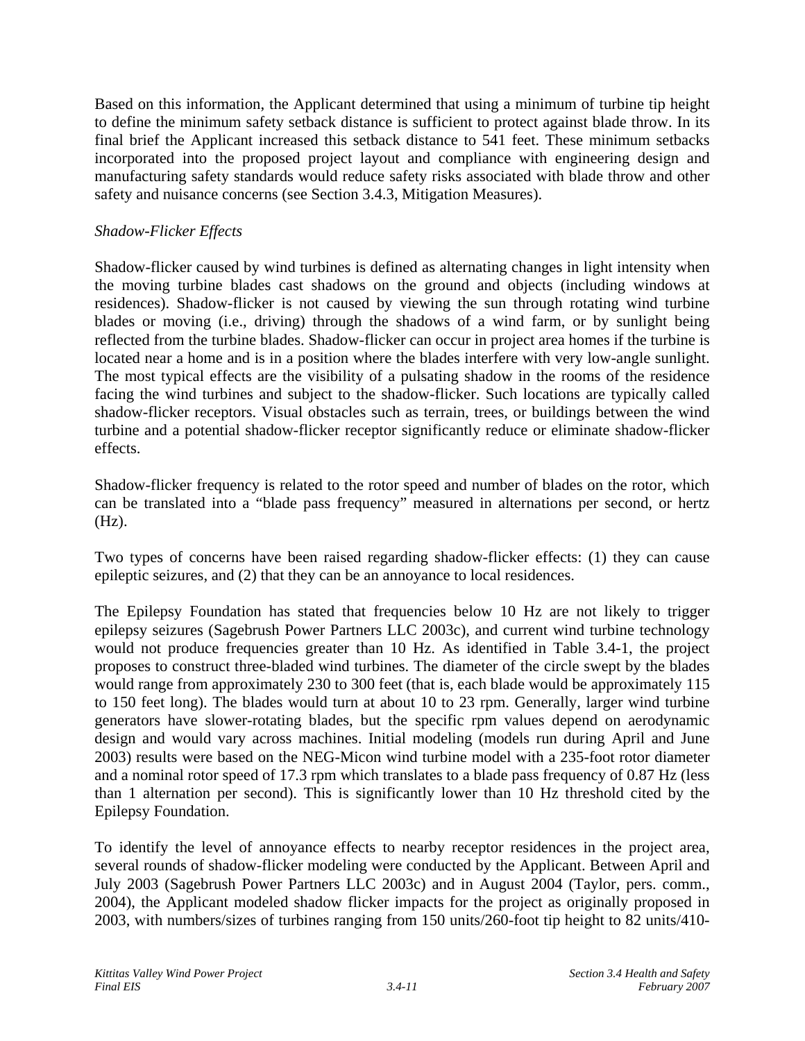Based on this information, the Applicant determined that using a minimum of turbine tip height to define the minimum safety setback distance is sufficient to protect against blade throw. In its final brief the Applicant increased this setback distance to 541 feet. These minimum setbacks incorporated into the proposed project layout and compliance with engineering design and manufacturing safety standards would reduce safety risks associated with blade throw and other safety and nuisance concerns (see Section 3.4.3, Mitigation Measures).

*Shadow-Flicker Effects*

Shadow-flicker caused by wind turbines is defined as alternating changes in light intensity when the moving turbine blades cast shadows on the ground and objects (including windows at residences). Shadow-flicker is not caused by viewing the sun through rotating wind turbine blades or moving (i.e., driving) through the shadows of a wind farm, or by sunlight being reflected from the turbine blades. Shadow-flicker can occur in project area homes if the turbine is located near a home and is in a position where the blades interfere with very low-angle sunlight. The most typical effects are the visibility of a pulsating shadow in the rooms of the residence facing the wind turbines and subject to the shadow-flicker. Such locations are typically called shadow-flicker receptors. Visual obstacles such as terrain, trees, or buildings between the wind turbine and a potential shadow-flicker receptor significantly reduce or eliminate shadow-flicker effects.

Shadow-flicker frequency is related to the rotor speed and number of blades on the rotor, which can be translated into a "blade pass frequency" measured in alternations per second, or hertz (Hz).

Two types of concerns have been raised regarding shadow-flicker effects: (1) they can cause epileptic seizures, and (2) that they can be an annoyance to local residences.

The Epilepsy Foundation has stated that frequencies below 10 Hz are not likely to trigger epilepsy seizures (Sagebrush Power Partners LLC 2003c), and current wind turbine technology would not produce frequencies greater than 10 Hz. As identified in Table 3.4-1, the project proposes to construct three-bladed wind turbines. The diameter of the circle swept by the blades would range from approximately 230 to 300 feet (that is, each blade would be approximately 115 to 150 feet long). The blades would turn at about 10 to 23 rpm. Generally, larger wind turbine generators have slower-rotating blades, but the specific rpm values depend on aerodynamic design and would vary across machines. Initial modeling (models run during April and June 2003) results were based on the NEG-Micon wind turbine model with a 235-foot rotor diameter and a nominal rotor speed of 17.3 rpm which translates to a blade pass frequency of 0.87 Hz (less than 1 alternation per second). This is significantly lower than 10 Hz threshold cited by the Epilepsy Foundation.

To identify the level of annoyance effects to nearby receptor residences in the project area, several rounds of shadow-flicker modeling were conducted by the Applicant. Between April and July 2003 (Sagebrush Power Partners LLC 2003c) and in August 2004 (Taylor, pers. comm., 2004), the Applicant modeled shadow flicker impacts for the project as originally proposed in 2003, with numbers/sizes of turbines ranging from 150 units/260-foot tip height to 82 units/410-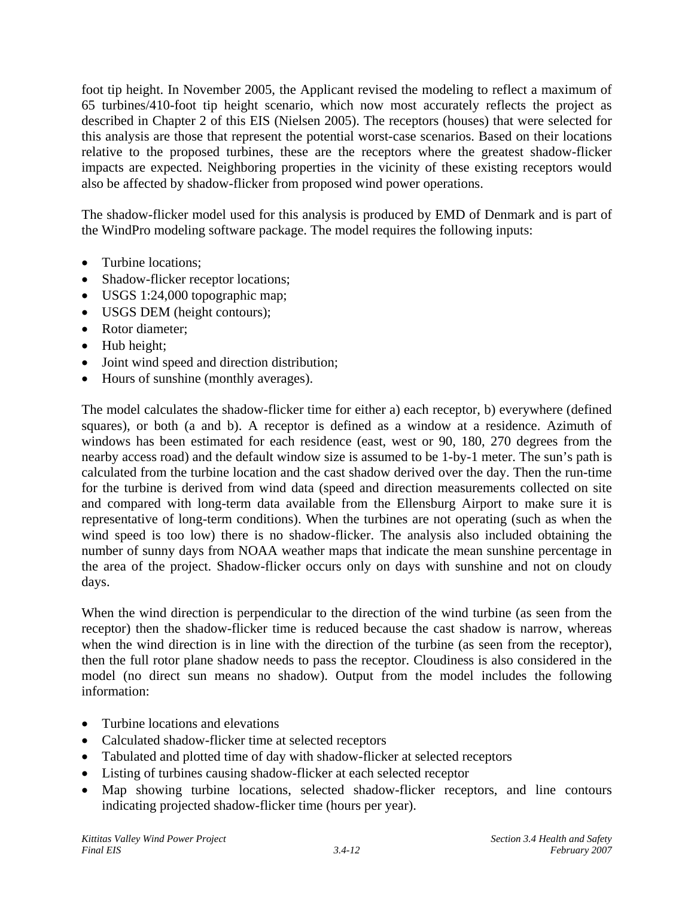foot tip height. In November 2005, the Applicant revised the modeling to reflect a maximum of 65 turbines/410-foot tip height scenario, which now most accurately reflects the project as described in Chapter 2 of this EIS (Nielsen 2005). The receptors (houses) that were selected for this analysis are those that represent the potential worst-case scenarios. Based on their locations relative to the proposed turbines, these are the receptors where the greatest shadow-flicker impacts are expected. Neighboring properties in the vicinity of these existing receptors would also be affected by shadow-flicker from proposed wind power operations.

The shadow-flicker model used for this analysis is produced by EMD of Denmark and is part of the WindPro modeling software package. The model requires the following inputs:

- Turbine locations;
- Shadow-flicker receptor locations;
- USGS 1:24,000 topographic map;
- USGS DEM (height contours);
- Rotor diameter;
- Hub height;
- Joint wind speed and direction distribution;
- Hours of sunshine (monthly averages).

The model calculates the shadow-flicker time for either a) each receptor, b) everywhere (defined squares), or both (a and b). A receptor is defined as a window at a residence. Azimuth of windows has been estimated for each residence (east, west or 90, 180, 270 degrees from the nearby access road) and the default window size is assumed to be 1-by-1 meter. The sun's path is calculated from the turbine location and the cast shadow derived over the day. Then the run-time for the turbine is derived from wind data (speed and direction measurements collected on site and compared with long-term data available from the Ellensburg Airport to make sure it is representative of long-term conditions). When the turbines are not operating (such as when the wind speed is too low) there is no shadow-flicker. The analysis also included obtaining the number of sunny days from NOAA weather maps that indicate the mean sunshine percentage in the area of the project. Shadow-flicker occurs only on days with sunshine and not on cloudy days.

When the wind direction is perpendicular to the direction of the wind turbine (as seen from the receptor) then the shadow-flicker time is reduced because the cast shadow is narrow, whereas when the wind direction is in line with the direction of the turbine (as seen from the receptor), then the full rotor plane shadow needs to pass the receptor. Cloudiness is also considered in the model (no direct sun means no shadow). Output from the model includes the following information:

- Turbine locations and elevations
- Calculated shadow-flicker time at selected receptors
- Tabulated and plotted time of day with shadow-flicker at selected receptors
- Listing of turbines causing shadow-flicker at each selected receptor
- Map showing turbine locations, selected shadow-flicker receptors, and line contours indicating projected shadow-flicker time (hours per year).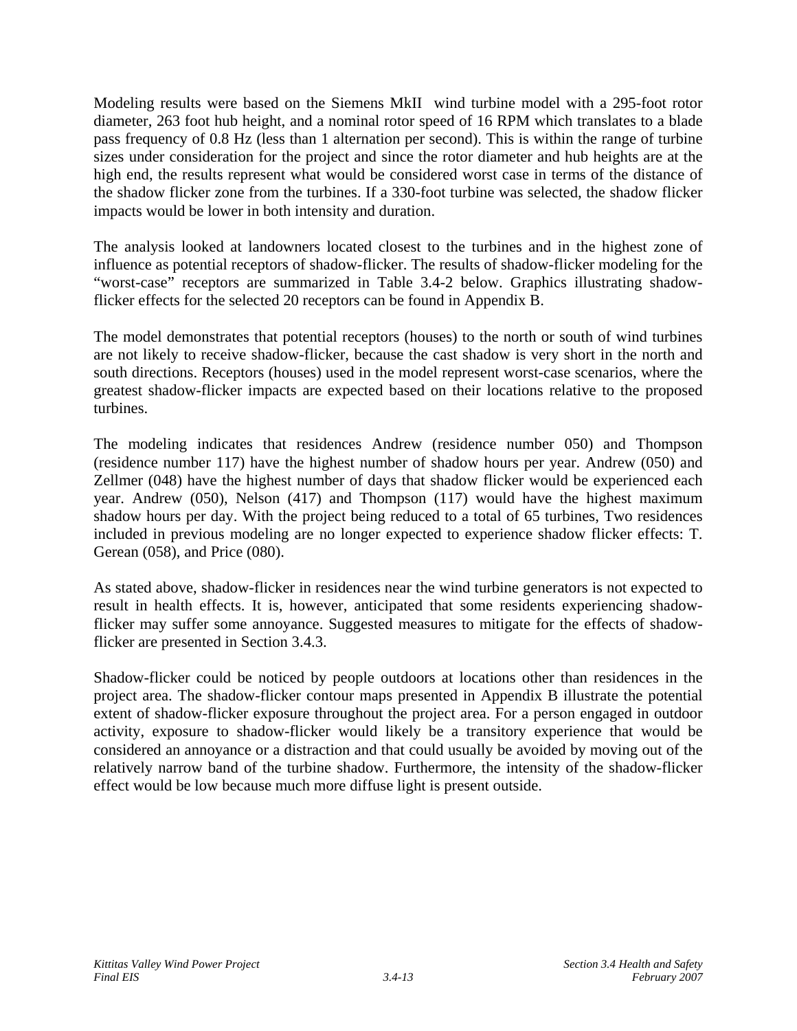Modeling results were based on the Siemens MkII wind turbine model with a 295-foot rotor diameter, 263 foot hub height, and a nominal rotor speed of 16 RPM which translates to a blade pass frequency of 0.8 Hz (less than 1 alternation per second). This is within the range of turbine sizes under consideration for the project and since the rotor diameter and hub heights are at the high end, the results represent what would be considered worst case in terms of the distance of the shadow flicker zone from the turbines. If a 330-foot turbine was selected, the shadow flicker impacts would be lower in both intensity and duration.

The analysis looked at landowners located closest to the turbines and in the highest zone of influence as potential receptors of shadow-flicker. The results of shadow-flicker modeling for the "worst-case" receptors are summarized in Table 3.4-2 below. Graphics illustrating shadow-flicker effects for the selected 20 receptors can be found in Appendix B.

The model demonstrates that potential receptors (houses) to the north or south of wind turbines are not likely to receive shadow-flicker, because the cast shadow is very short in the north and south directions. Receptors (houses) used in the model represent worst-case scenarios, where the greatest shadow-flicker impacts are expected based on their locations relative to the proposed turbines.

The modeling indicates that residences Andrew (residence number 050) and Thompson (residence number 117) have the highest number of shadow hours per year. Andrew (050) and Zellmer (048) have the highest number of days that shadow flicker would be experienced each year. Andrew (050), Nelson (417) and Thompson (117) would have the highest maximum shadow hours per day. With the project being reduced to a total of 65 turbines, Two residences included in previous modeling are no longer expected to experience shadow flicker effects: T. Gerean (058), and Price (080).

As stated above, shadow-flicker in residences near the wind turbine generators is not expected to result in health effects. It is, however, anticipated that some residents experiencing shadow-flicker may suffer some annoyance. Suggested measures to mitigate for the effects of shadow-flicker are presented in Section 3.4.3.

Shadow-flicker could be noticed by people outdoors at locations other than residences in the project area. The shadow-flicker contour maps presented in Appendix B illustrate the potential extent of shadow-flicker exposure throughout the project area. For a person engaged in outdoor activity, exposure to shadow-flicker would likely be a transitory experience that would be considered an annoyance or a distraction and that could usually be avoided by moving out of the relatively narrow band of the turbine shadow. Furthermore, the intensity of the shadow-flicker effect would be low because much more diffuse light is present outside.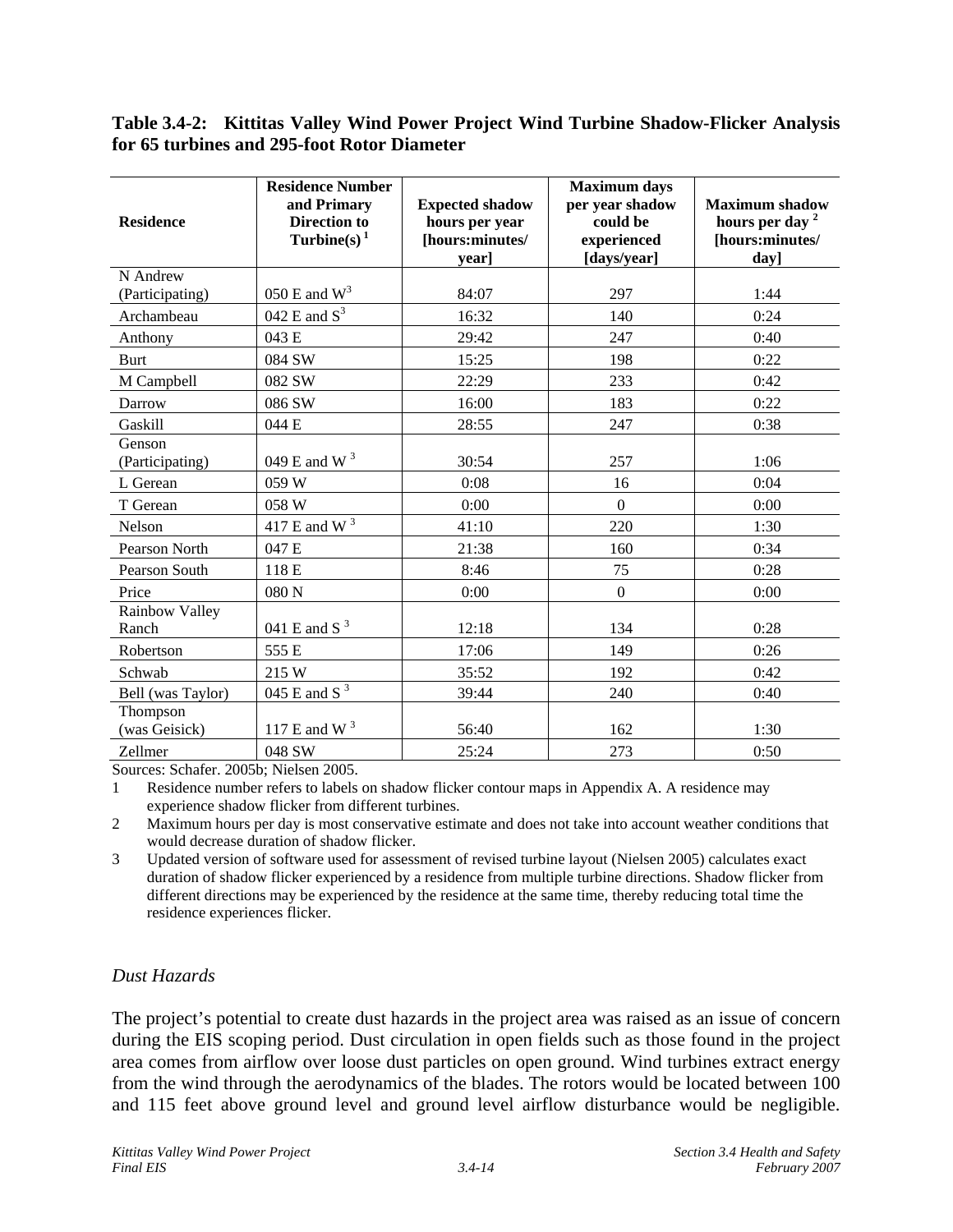**Table 3.4-2: Kittitas Valley Wind Power Project Wind Turbine Shadow-Flicker Analysis for 65 turbines and 295-foot Rotor Diameter**

| Residence | Residence Number and Primary Direction to Turbine(s) [1] | Expected shadow hours per year [hours:minutes/ year] | Maximum days per year shadow could be experienced [days/year] | Maximum shadow hours per day [2] [hours:minutes/ day] |
|---|---|---|---|---|
| N Andrew (Participating) | 050 E and W[3] | 84:07 | 297 | 1:44 |
| Archambeau | 042 E and S[3] | 16:32 | 140 | 0:24 |
| Anthony | 043 E | 29:42 | 247 | 0:40 |
| Burt | 084 SW | 15:25 | 198 | 0:22 |
| M Campbell | 082 SW | 22:29 | 233 | 0:42 |
| Darrow | 086 SW | 16:00 | 183 | 0:22 |
| Gaskill | 044 E | 28:55 | 247 | 0:38 |
| Genson (Participating) | 049 E and W [3] | 30:54 | 257 | 1:06 |
| L Gerean | 059 W | 0:08 | 16 | 0:04 |
| T Gerean | 058 W | 0:00 | 0 | 0:00 |
| Nelson | 417 E and W [3] | 41:10 | 220 | 1:30 |
| Pearson North | 047 E | 21:38 | 160 | 0:34 |
| Pearson South | 118 E | 8:46 | 75 | 0:28 |
| Price | 080 N | 0:00 | 0 | 0:00 |
| Rainbow Valley Ranch | 041 E and S [3] | 12:18 | 134 | 0:28 |
| Robertson | 555 E | 17:06 | 149 | 0:26 |
| Schwab | 215 W | 35:52 | 192 | 0:42 |
| Bell (was Taylor) | 045 E and S [3] | 39:44 | 240 | 0:40 |
| Thompson (was Geisick) | 117 E and W [3] | 56:40 | 162 | 1:30 |
| Zellmer | 048 SW | 25:24 | 273 | 0:50 |

Sources: Schafer. 2005b; Nielsen 2005.

1 Residence number refers to labels on shadow flicker contour maps in Appendix A. A residence may experience shadow flicker from different turbines.

2 Maximum hours per day is most conservative estimate and does not take into account weather conditions that would decrease duration of shadow flicker.

3 Updated version of software used for assessment of revised turbine layout (Nielsen 2005) calculates exact duration of shadow flicker experienced by a residence from multiple turbine directions. Shadow flicker from different directions may be experienced by the residence at the same time, thereby reducing total time the residence experiences flicker.

### *Dust Hazards*

The project's potential to create dust hazards in the project area was raised as an issue of concern during the EIS scoping period. Dust circulation in open fields such as those found in the project area comes from airflow over loose dust particles on open ground. Wind turbines extract energy from the wind through the aerodynamics of the blades. The rotors would be located between 100 and 115 feet above ground level and ground level airflow disturbance would be negligible.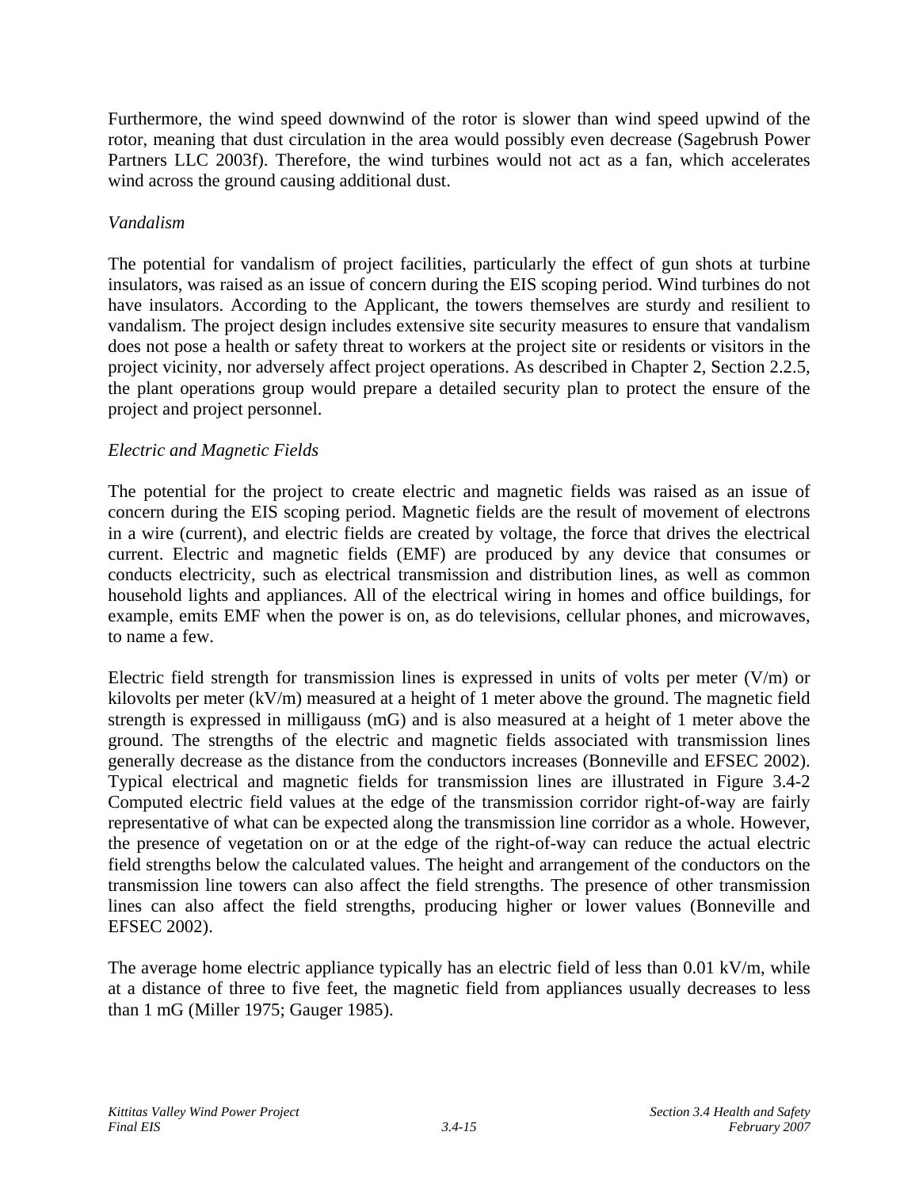Furthermore, the wind speed downwind of the rotor is slower than wind speed upwind of the rotor, meaning that dust circulation in the area would possibly even decrease (Sagebrush Power Partners LLC 2003f). Therefore, the wind turbines would not act as a fan, which accelerates wind across the ground causing additional dust.

*Vandalism*

The potential for vandalism of project facilities, particularly the effect of gun shots at turbine insulators, was raised as an issue of concern during the EIS scoping period. Wind turbines do not have insulators. According to the Applicant, the towers themselves are sturdy and resilient to vandalism. The project design includes extensive site security measures to ensure that vandalism does not pose a health or safety threat to workers at the project site or residents or visitors in the project vicinity, nor adversely affect project operations. As described in Chapter 2, Section 2.2.5, the plant operations group would prepare a detailed security plan to protect the ensure of the project and project personnel.

*Electric and Magnetic Fields*

The potential for the project to create electric and magnetic fields was raised as an issue of concern during the EIS scoping period. Magnetic fields are the result of movement of electrons in a wire (current), and electric fields are created by voltage, the force that drives the electrical current. Electric and magnetic fields (EMF) are produced by any device that consumes or conducts electricity, such as electrical transmission and distribution lines, as well as common household lights and appliances. All of the electrical wiring in homes and office buildings, for example, emits EMF when the power is on, as do televisions, cellular phones, and microwaves, to name a few.

Electric field strength for transmission lines is expressed in units of volts per meter (V/m) or kilovolts per meter (kV/m) measured at a height of 1 meter above the ground. The magnetic field strength is expressed in milligauss (mG) and is also measured at a height of 1 meter above the ground. The strengths of the electric and magnetic fields associated with transmission lines generally decrease as the distance from the conductors increases (Bonneville and EFSEC 2002). Typical electrical and magnetic fields for transmission lines are illustrated in Figure 3.4-2 Computed electric field values at the edge of the transmission corridor right-of-way are fairly representative of what can be expected along the transmission line corridor as a whole. However, the presence of vegetation on or at the edge of the right-of-way can reduce the actual electric field strengths below the calculated values. The height and arrangement of the conductors on the transmission line towers can also affect the field strengths. The presence of other transmission lines can also affect the field strengths, producing higher or lower values (Bonneville and EFSEC 2002).

The average home electric appliance typically has an electric field of less than 0.01 kV/m, while at a distance of three to five feet, the magnetic field from appliances usually decreases to less than 1 mG (Miller 1975; Gauger 1985).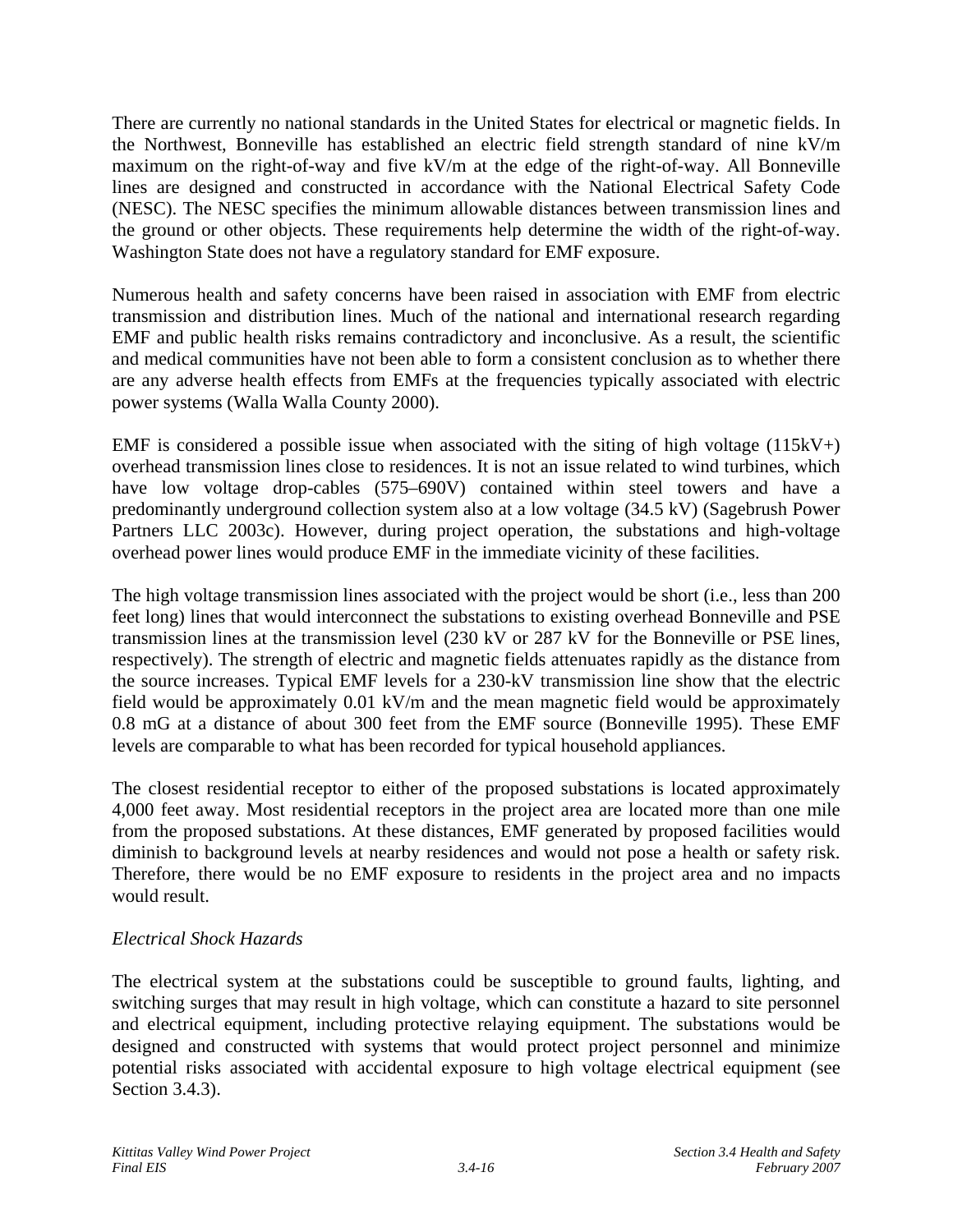There are currently no national standards in the United States for electrical or magnetic fields. In the Northwest, Bonneville has established an electric field strength standard of nine kV/m maximum on the right-of-way and five kV/m at the edge of the right-of-way. All Bonneville lines are designed and constructed in accordance with the National Electrical Safety Code (NESC). The NESC specifies the minimum allowable distances between transmission lines and the ground or other objects. These requirements help determine the width of the right-of-way. Washington State does not have a regulatory standard for EMF exposure.

Numerous health and safety concerns have been raised in association with EMF from electric transmission and distribution lines. Much of the national and international research regarding EMF and public health risks remains contradictory and inconclusive. As a result, the scientific and medical communities have not been able to form a consistent conclusion as to whether there are any adverse health effects from EMFs at the frequencies typically associated with electric power systems (Walla Walla County 2000).

EMF is considered a possible issue when associated with the siting of high voltage (115kV+) overhead transmission lines close to residences. It is not an issue related to wind turbines, which have low voltage drop-cables (575–690V) contained within steel towers and have a predominantly underground collection system also at a low voltage (34.5 kV) (Sagebrush Power Partners LLC 2003c). However, during project operation, the substations and high-voltage overhead power lines would produce EMF in the immediate vicinity of these facilities.

The high voltage transmission lines associated with the project would be short (i.e., less than 200 feet long) lines that would interconnect the substations to existing overhead Bonneville and PSE transmission lines at the transmission level (230 kV or 287 kV for the Bonneville or PSE lines, respectively). The strength of electric and magnetic fields attenuates rapidly as the distance from the source increases. Typical EMF levels for a 230-kV transmission line show that the electric field would be approximately 0.01 kV/m and the mean magnetic field would be approximately 0.8 mG at a distance of about 300 feet from the EMF source (Bonneville 1995). These EMF levels are comparable to what has been recorded for typical household appliances.

The closest residential receptor to either of the proposed substations is located approximately 4,000 feet away. Most residential receptors in the project area are located more than one mile from the proposed substations. At these distances, EMF generated by proposed facilities would diminish to background levels at nearby residences and would not pose a health or safety risk. Therefore, there would be no EMF exposure to residents in the project area and no impacts would result.

*Electrical Shock Hazards*

The electrical system at the substations could be susceptible to ground faults, lighting, and switching surges that may result in high voltage, which can constitute a hazard to site personnel and electrical equipment, including protective relaying equipment. The substations would be designed and constructed with systems that would protect project personnel and minimize potential risks associated with accidental exposure to high voltage electrical equipment (see Section 3.4.3).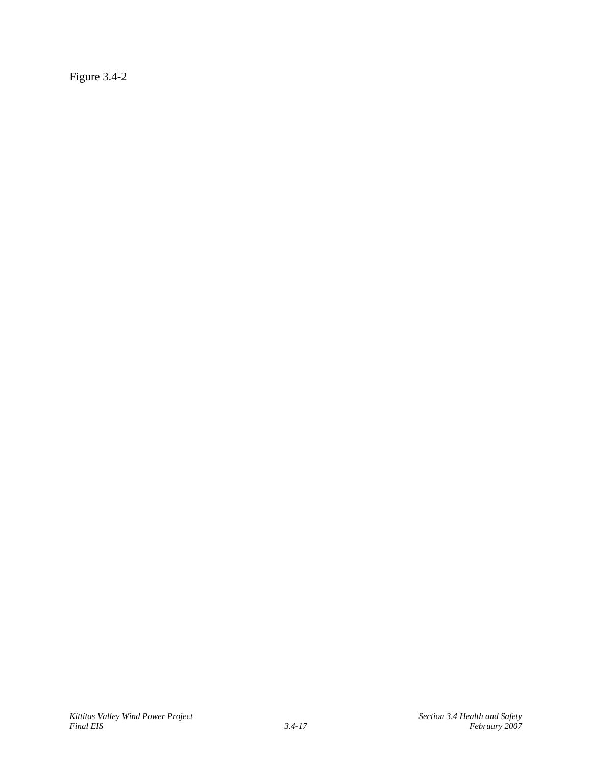Figure 3.4-2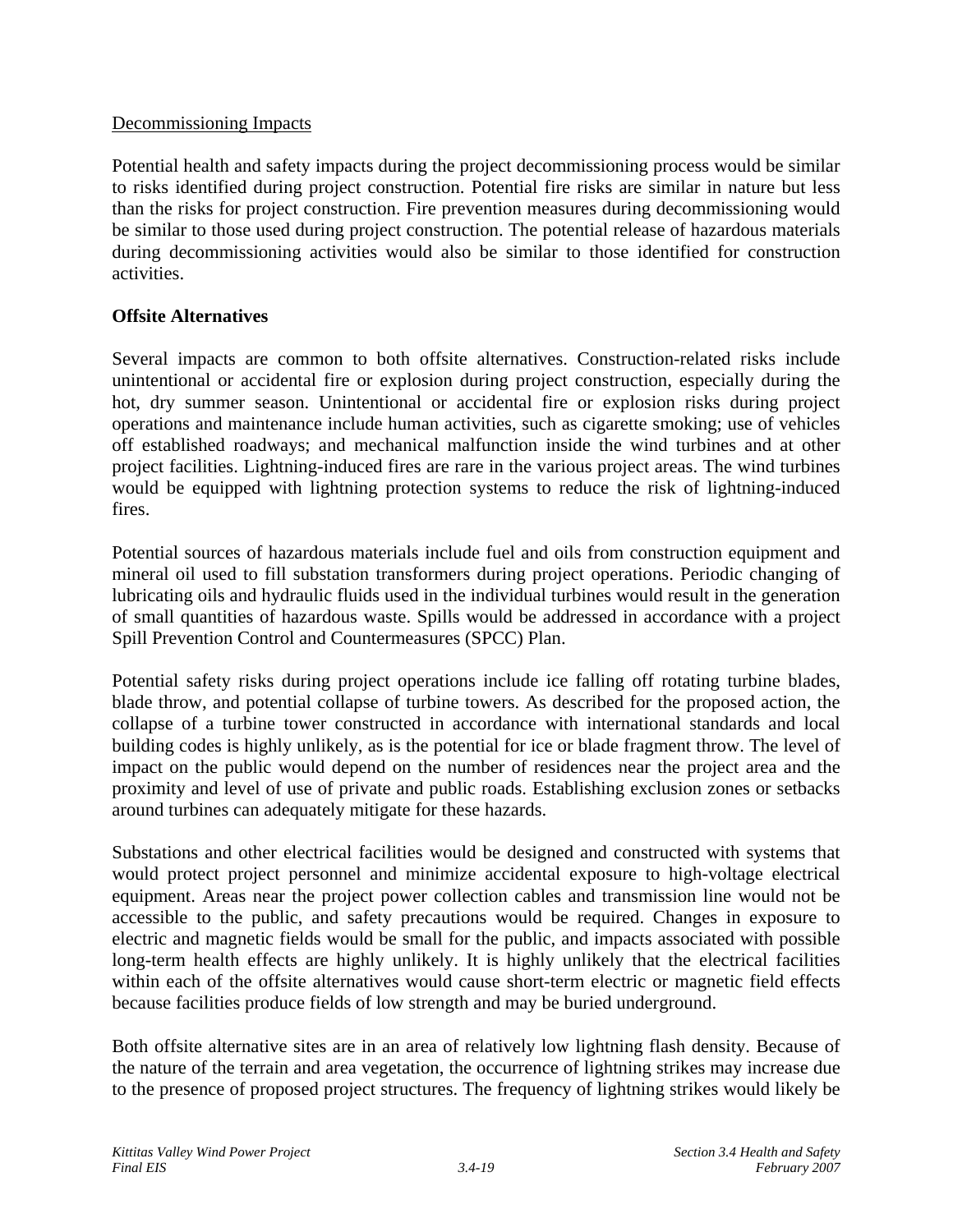Decommissioning Impacts

Potential health and safety impacts during the project decommissioning process would be similar to risks identified during project construction. Potential fire risks are similar in nature but less than the risks for project construction. Fire prevention measures during decommissioning would be similar to those used during project construction. The potential release of hazardous materials during decommissioning activities would also be similar to those identified for construction activities.

**Offsite Alternatives**

Several impacts are common to both offsite alternatives. Construction-related risks include unintentional or accidental fire or explosion during project construction, especially during the hot, dry summer season. Unintentional or accidental fire or explosion risks during project operations and maintenance include human activities, such as cigarette smoking; use of vehicles off established roadways; and mechanical malfunction inside the wind turbines and at other project facilities. Lightning-induced fires are rare in the various project areas. The wind turbines would be equipped with lightning protection systems to reduce the risk of lightning-induced fires.

Potential sources of hazardous materials include fuel and oils from construction equipment and mineral oil used to fill substation transformers during project operations. Periodic changing of lubricating oils and hydraulic fluids used in the individual turbines would result in the generation of small quantities of hazardous waste. Spills would be addressed in accordance with a project Spill Prevention Control and Countermeasures (SPCC) Plan.

Potential safety risks during project operations include ice falling off rotating turbine blades, blade throw, and potential collapse of turbine towers. As described for the proposed action, the collapse of a turbine tower constructed in accordance with international standards and local building codes is highly unlikely, as is the potential for ice or blade fragment throw. The level of impact on the public would depend on the number of residences near the project area and the proximity and level of use of private and public roads. Establishing exclusion zones or setbacks around turbines can adequately mitigate for these hazards.

Substations and other electrical facilities would be designed and constructed with systems that would protect project personnel and minimize accidental exposure to high-voltage electrical equipment. Areas near the project power collection cables and transmission line would not be accessible to the public, and safety precautions would be required. Changes in exposure to electric and magnetic fields would be small for the public, and impacts associated with possible long-term health effects are highly unlikely. It is highly unlikely that the electrical facilities within each of the offsite alternatives would cause short-term electric or magnetic field effects because facilities produce fields of low strength and may be buried underground.

Both offsite alternative sites are in an area of relatively low lightning flash density. Because of the nature of the terrain and area vegetation, the occurrence of lightning strikes may increase due to the presence of proposed project structures. The frequency of lightning strikes would likely be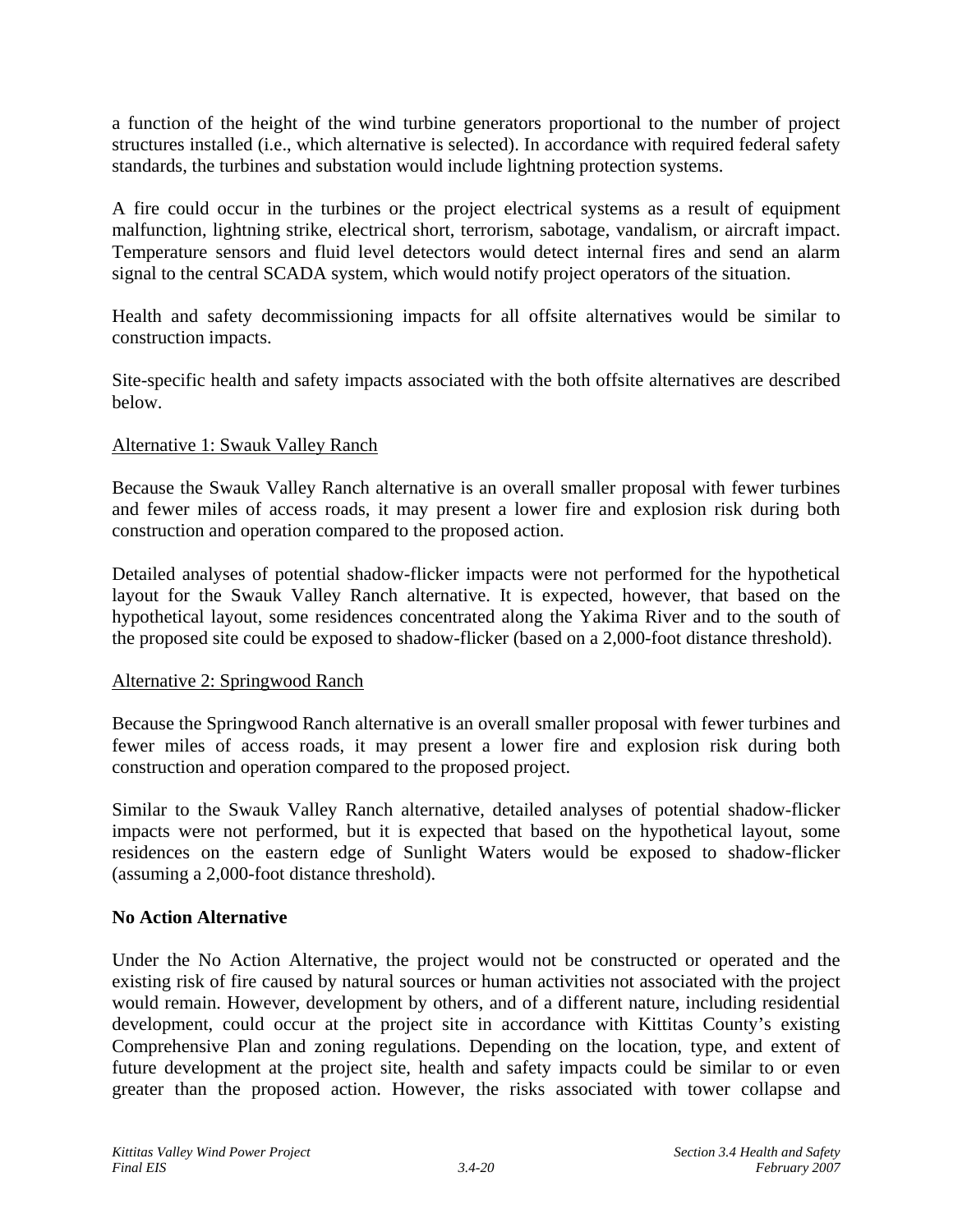a function of the height of the wind turbine generators proportional to the number of project structures installed (i.e., which alternative is selected). In accordance with required federal safety standards, the turbines and substation would include lightning protection systems.

A fire could occur in the turbines or the project electrical systems as a result of equipment malfunction, lightning strike, electrical short, terrorism, sabotage, vandalism, or aircraft impact. Temperature sensors and fluid level detectors would detect internal fires and send an alarm signal to the central SCADA system, which would notify project operators of the situation.

Health and safety decommissioning impacts for all offsite alternatives would be similar to construction impacts.

Site-specific health and safety impacts associated with the both offsite alternatives are described below.

<u>Alternative 1: Swauk Valley Ranch</u>

Because the Swauk Valley Ranch alternative is an overall smaller proposal with fewer turbines and fewer miles of access roads, it may present a lower fire and explosion risk during both construction and operation compared to the proposed action.

Detailed analyses of potential shadow-flicker impacts were not performed for the hypothetical layout for the Swauk Valley Ranch alternative. It is expected, however, that based on the hypothetical layout, some residences concentrated along the Yakima River and to the south of the proposed site could be exposed to shadow-flicker (based on a 2,000-foot distance threshold).

<u>Alternative 2: Springwood Ranch</u>

Because the Springwood Ranch alternative is an overall smaller proposal with fewer turbines and fewer miles of access roads, it may present a lower fire and explosion risk during both construction and operation compared to the proposed project.

Similar to the Swauk Valley Ranch alternative, detailed analyses of potential shadow-flicker impacts were not performed, but it is expected that based on the hypothetical layout, some residences on the eastern edge of Sunlight Waters would be exposed to shadow-flicker (assuming a 2,000-foot distance threshold).

**No Action Alternative**

Under the No Action Alternative, the project would not be constructed or operated and the existing risk of fire caused by natural sources or human activities not associated with the project would remain. However, development by others, and of a different nature, including residential development, could occur at the project site in accordance with Kittitas County's existing Comprehensive Plan and zoning regulations. Depending on the location, type, and extent of future development at the project site, health and safety impacts could be similar to or even greater than the proposed action. However, the risks associated with tower collapse and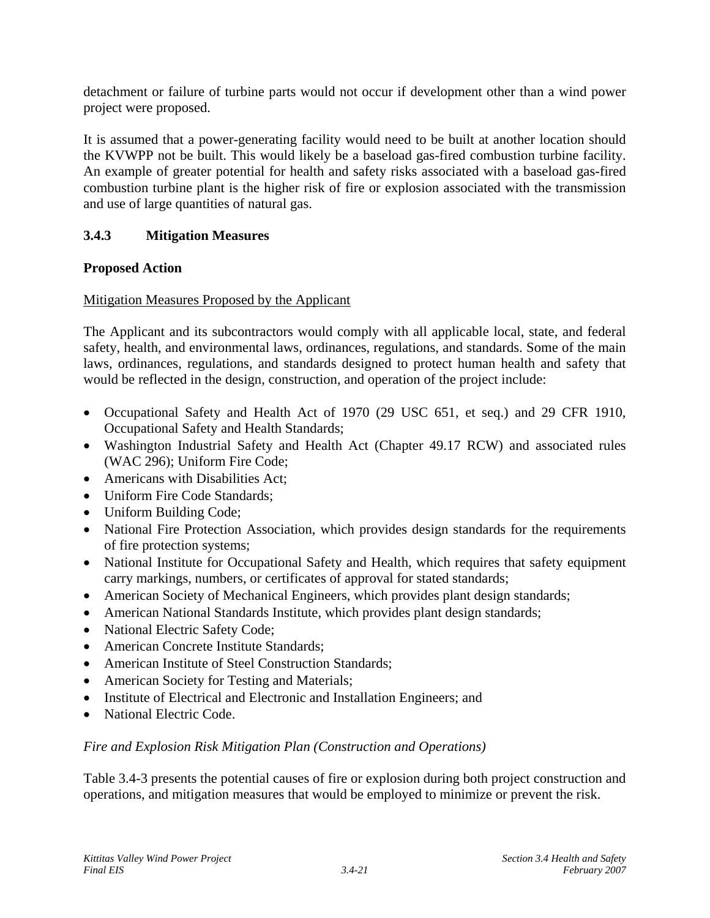detachment or failure of turbine parts would not occur if development other than a wind power project were proposed.

It is assumed that a power-generating facility would need to be built at another location should the KVWPP not be built. This would likely be a baseload gas-fired combustion turbine facility. An example of greater potential for health and safety risks associated with a baseload gas-fired combustion turbine plant is the higher risk of fire or explosion associated with the transmission and use of large quantities of natural gas.

### 3.4.3 Mitigation Measures

**Proposed Action**

Mitigation Measures Proposed by the Applicant

The Applicant and its subcontractors would comply with all applicable local, state, and federal safety, health, and environmental laws, ordinances, regulations, and standards. Some of the main laws, ordinances, regulations, and standards designed to protect human health and safety that would be reflected in the design, construction, and operation of the project include:

- Occupational Safety and Health Act of 1970 (29 USC 651, et seq.) and 29 CFR 1910, Occupational Safety and Health Standards;
- Washington Industrial Safety and Health Act (Chapter 49.17 RCW) and associated rules (WAC 296); Uniform Fire Code;
- Americans with Disabilities Act;
- Uniform Fire Code Standards;
- Uniform Building Code;
- National Fire Protection Association, which provides design standards for the requirements of fire protection systems;
- National Institute for Occupational Safety and Health, which requires that safety equipment carry markings, numbers, or certificates of approval for stated standards;
- American Society of Mechanical Engineers, which provides plant design standards;
- American National Standards Institute, which provides plant design standards;
- National Electric Safety Code;
- American Concrete Institute Standards;
- American Institute of Steel Construction Standards;
- American Society for Testing and Materials;
- Institute of Electrical and Electronic and Installation Engineers; and
- National Electric Code.

*Fire and Explosion Risk Mitigation Plan (Construction and Operations)*

Table 3.4-3 presents the potential causes of fire or explosion during both project construction and operations, and mitigation measures that would be employed to minimize or prevent the risk.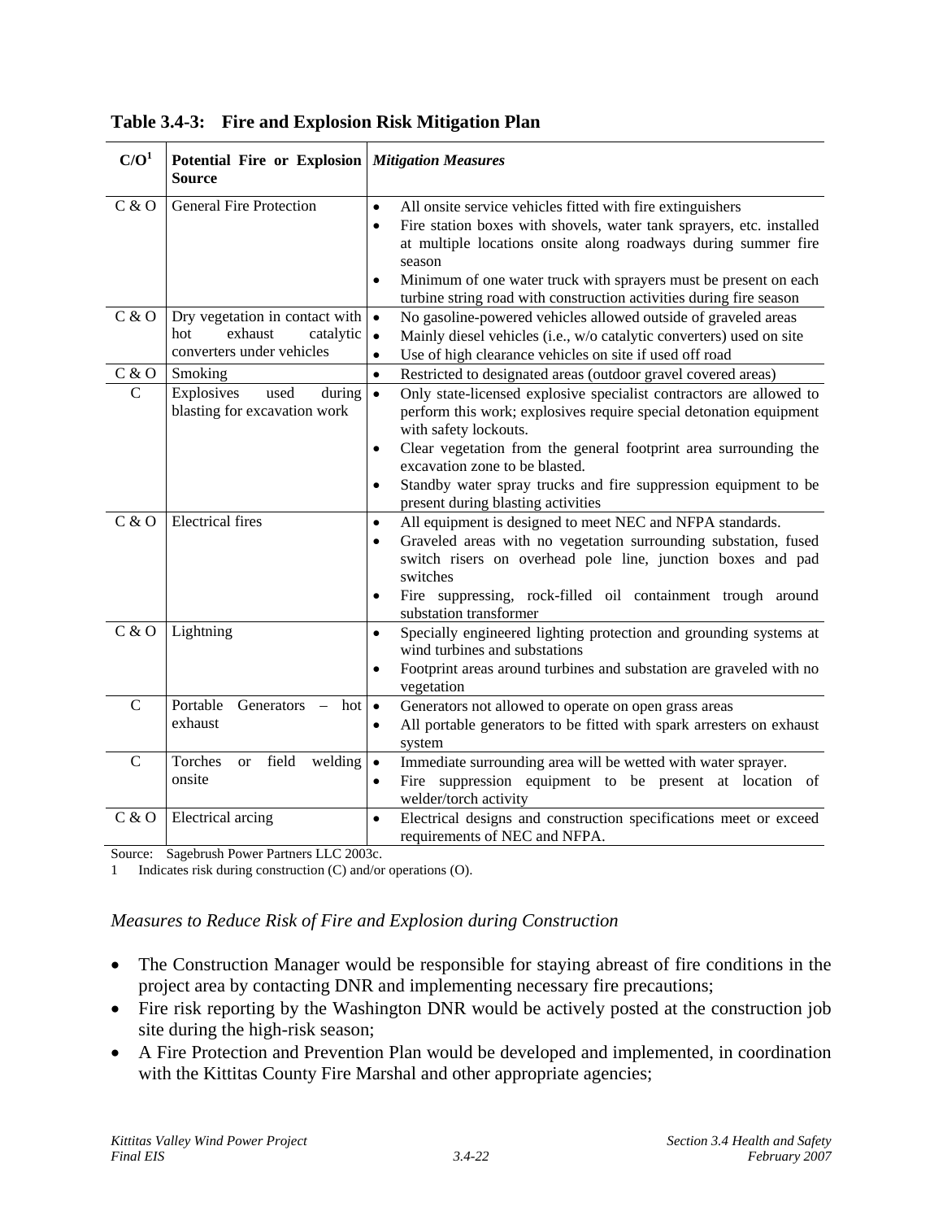**Table 3.4-3: Fire and Explosion Risk Mitigation Plan**

| C/O[1] | Potential Fire or Explosion Source | *Mitigation Measures* |
|---|---|---|
| C & O | General Fire Protection | • All onsite service vehicles fitted with fire extinguishers<br>• Fire station boxes with shovels, water tank sprayers, etc. installed at multiple locations onsite along roadways during summer fire season<br>• Minimum of one water truck with sprayers must be present on each turbine string road with construction activities during fire season |
| C & O | Dry vegetation in contact with hot exhaust catalytic converters under vehicles | • No gasoline-powered vehicles allowed outside of graveled areas<br>• Mainly diesel vehicles (i.e., w/o catalytic converters) used on site<br>• Use of high clearance vehicles on site if used off road |
| C & O | Smoking | • Restricted to designated areas (outdoor gravel covered areas) |
| C | Explosives used during blasting for excavation work | • Only state-licensed explosive specialist contractors are allowed to perform this work; explosives require special detonation equipment with safety lockouts.<br>• Clear vegetation from the general footprint area surrounding the excavation zone to be blasted.<br>• Standby water spray trucks and fire suppression equipment to be present during blasting activities |
| C & O | Electrical fires | • All equipment is designed to meet NEC and NFPA standards.<br>• Graveled areas with no vegetation surrounding substation, fused switch risers on overhead pole line, junction boxes and pad switches<br>• Fire suppressing, rock-filled oil containment trough around substation transformer |
| C & O | Lightning | • Specially engineered lighting protection and grounding systems at wind turbines and substations<br>• Footprint areas around turbines and substation are graveled with no vegetation |
| C | Portable Generators – hot exhaust | • Generators not allowed to operate on open grass areas<br>• All portable generators to be fitted with spark arresters on exhaust system |
| C | Torches or field welding onsite | • Immediate surrounding area will be wetted with water sprayer.<br>• Fire suppression equipment to be present at location of welder/torch activity |
| C & O | Electrical arcing | • Electrical designs and construction specifications meet or exceed requirements of NEC and NFPA. |

Source: Sagebrush Power Partners LLC 2003c.
1 Indicates risk during construction (C) and/or operations (O).

*Measures to Reduce Risk of Fire and Explosion during Construction*

- The Construction Manager would be responsible for staying abreast of fire conditions in the project area by contacting DNR and implementing necessary fire precautions;
- Fire risk reporting by the Washington DNR would be actively posted at the construction job site during the high-risk season;
- A Fire Protection and Prevention Plan would be developed and implemented, in coordination with the Kittitas County Fire Marshal and other appropriate agencies;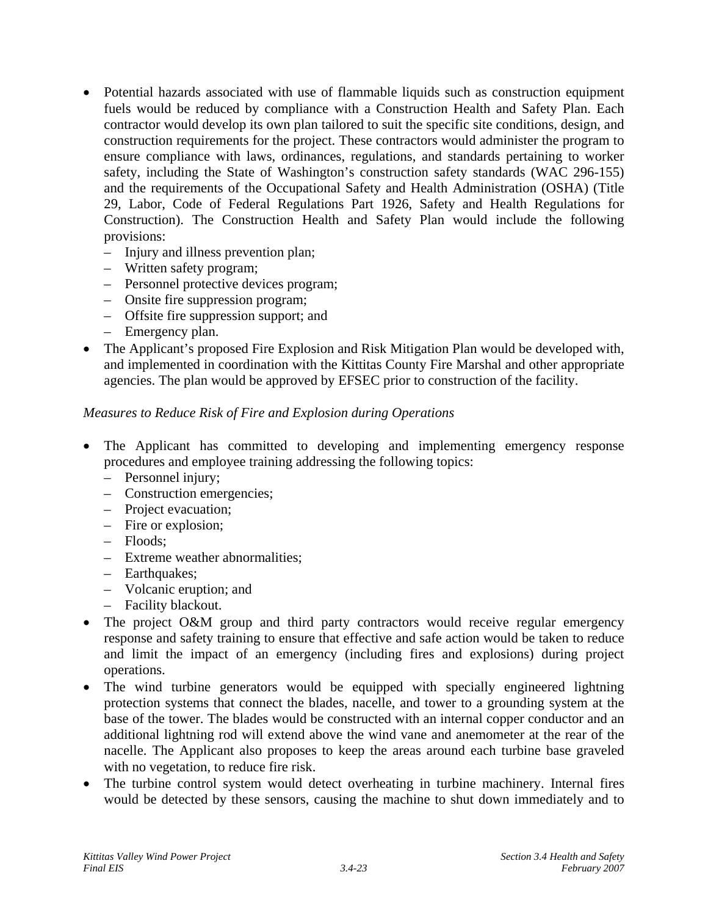- Potential hazards associated with use of flammable liquids such as construction equipment fuels would be reduced by compliance with a Construction Health and Safety Plan. Each contractor would develop its own plan tailored to suit the specific site conditions, design, and construction requirements for the project. These contractors would administer the program to ensure compliance with laws, ordinances, regulations, and standards pertaining to worker safety, including the State of Washington's construction safety standards (WAC 296-155) and the requirements of the Occupational Safety and Health Administration (OSHA) (Title 29, Labor, Code of Federal Regulations Part 1926, Safety and Health Regulations for Construction). The Construction Health and Safety Plan would include the following provisions:
  - Injury and illness prevention plan;
  - Written safety program;
  - Personnel protective devices program;
  - Onsite fire suppression program;
  - Offsite fire suppression support; and
  - Emergency plan.
- The Applicant's proposed Fire Explosion and Risk Mitigation Plan would be developed with, and implemented in coordination with the Kittitas County Fire Marshal and other appropriate agencies. The plan would be approved by EFSEC prior to construction of the facility.

*Measures to Reduce Risk of Fire and Explosion during Operations*

- The Applicant has committed to developing and implementing emergency response procedures and employee training addressing the following topics:
  - Personnel injury;
  - Construction emergencies;
  - Project evacuation;
  - Fire or explosion;
  - Floods;
  - Extreme weather abnormalities;
  - Earthquakes;
  - Volcanic eruption; and
  - Facility blackout.
- The project O&M group and third party contractors would receive regular emergency response and safety training to ensure that effective and safe action would be taken to reduce and limit the impact of an emergency (including fires and explosions) during project operations.
- The wind turbine generators would be equipped with specially engineered lightning protection systems that connect the blades, nacelle, and tower to a grounding system at the base of the tower. The blades would be constructed with an internal copper conductor and an additional lightning rod will extend above the wind vane and anemometer at the rear of the nacelle. The Applicant also proposes to keep the areas around each turbine base graveled with no vegetation, to reduce fire risk.
- The turbine control system would detect overheating in turbine machinery. Internal fires would be detected by these sensors, causing the machine to shut down immediately and to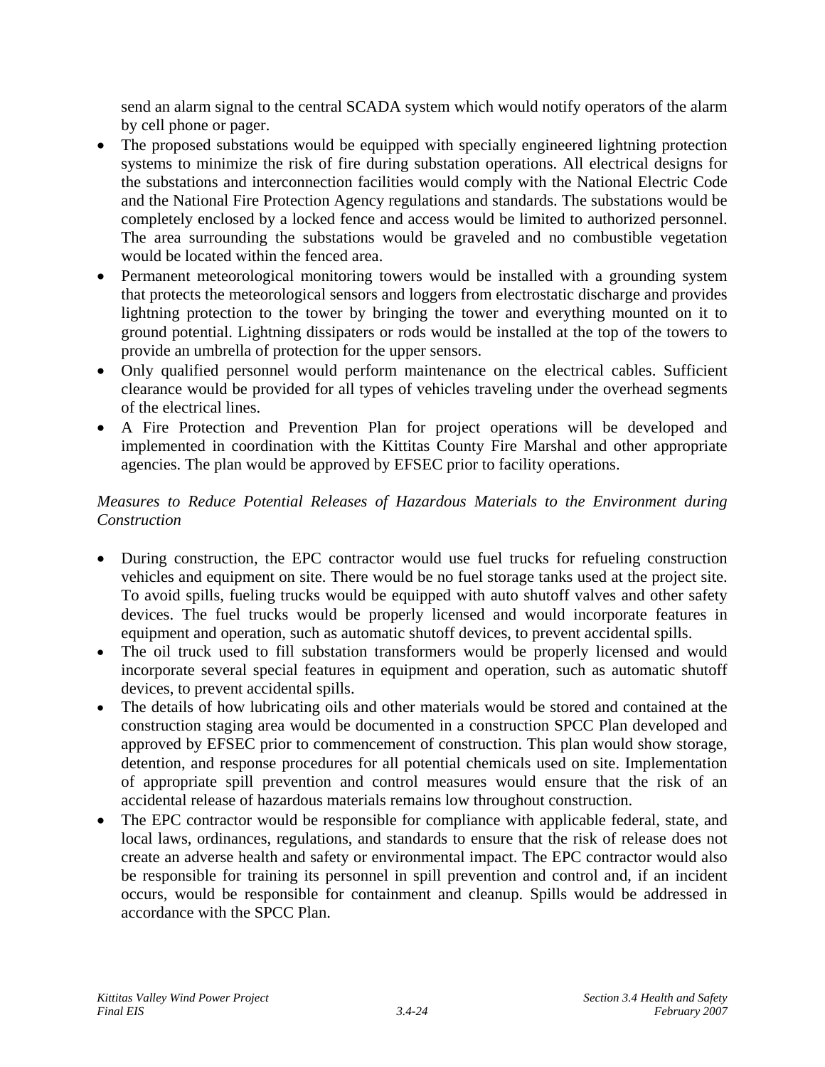send an alarm signal to the central SCADA system which would notify operators of the alarm by cell phone or pager.

- The proposed substations would be equipped with specially engineered lightning protection systems to minimize the risk of fire during substation operations. All electrical designs for the substations and interconnection facilities would comply with the National Electric Code and the National Fire Protection Agency regulations and standards. The substations would be completely enclosed by a locked fence and access would be limited to authorized personnel. The area surrounding the substations would be graveled and no combustible vegetation would be located within the fenced area.
- Permanent meteorological monitoring towers would be installed with a grounding system that protects the meteorological sensors and loggers from electrostatic discharge and provides lightning protection to the tower by bringing the tower and everything mounted on it to ground potential. Lightning dissipaters or rods would be installed at the top of the towers to provide an umbrella of protection for the upper sensors.
- Only qualified personnel would perform maintenance on the electrical cables. Sufficient clearance would be provided for all types of vehicles traveling under the overhead segments of the electrical lines.
- A Fire Protection and Prevention Plan for project operations will be developed and implemented in coordination with the Kittitas County Fire Marshal and other appropriate agencies. The plan would be approved by EFSEC prior to facility operations.

*Measures to Reduce Potential Releases of Hazardous Materials to the Environment during Construction*

- During construction, the EPC contractor would use fuel trucks for refueling construction vehicles and equipment on site. There would be no fuel storage tanks used at the project site. To avoid spills, fueling trucks would be equipped with auto shutoff valves and other safety devices. The fuel trucks would be properly licensed and would incorporate features in equipment and operation, such as automatic shutoff devices, to prevent accidental spills.
- The oil truck used to fill substation transformers would be properly licensed and would incorporate several special features in equipment and operation, such as automatic shutoff devices, to prevent accidental spills.
- The details of how lubricating oils and other materials would be stored and contained at the construction staging area would be documented in a construction SPCC Plan developed and approved by EFSEC prior to commencement of construction. This plan would show storage, detention, and response procedures for all potential chemicals used on site. Implementation of appropriate spill prevention and control measures would ensure that the risk of an accidental release of hazardous materials remains low throughout construction.
- The EPC contractor would be responsible for compliance with applicable federal, state, and local laws, ordinances, regulations, and standards to ensure that the risk of release does not create an adverse health and safety or environmental impact. The EPC contractor would also be responsible for training its personnel in spill prevention and control and, if an incident occurs, would be responsible for containment and cleanup. Spills would be addressed in accordance with the SPCC Plan.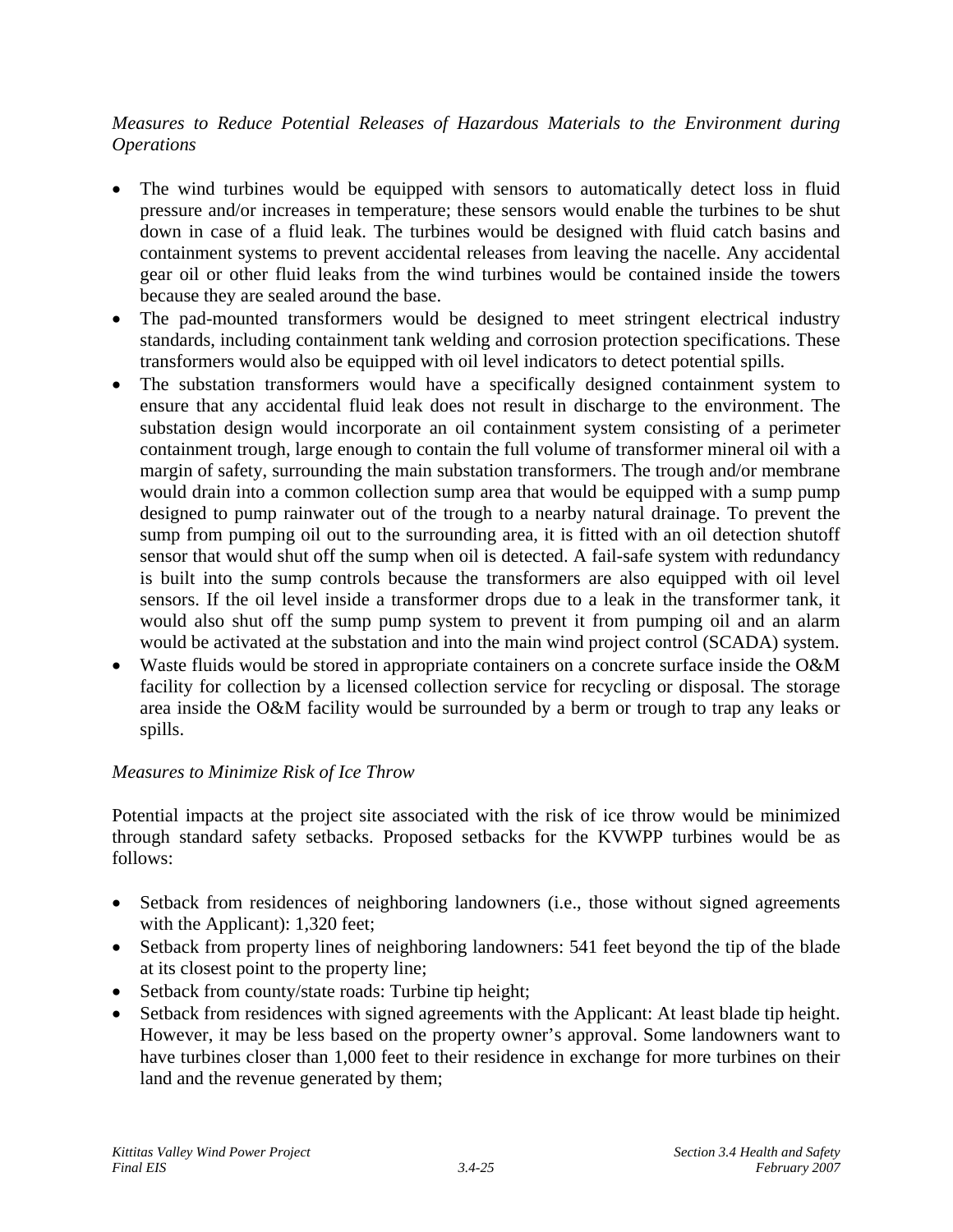*Measures to Reduce Potential Releases of Hazardous Materials to the Environment during Operations*

- The wind turbines would be equipped with sensors to automatically detect loss in fluid pressure and/or increases in temperature; these sensors would enable the turbines to be shut down in case of a fluid leak. The turbines would be designed with fluid catch basins and containment systems to prevent accidental releases from leaving the nacelle. Any accidental gear oil or other fluid leaks from the wind turbines would be contained inside the towers because they are sealed around the base.
- The pad-mounted transformers would be designed to meet stringent electrical industry standards, including containment tank welding and corrosion protection specifications. These transformers would also be equipped with oil level indicators to detect potential spills.
- The substation transformers would have a specifically designed containment system to ensure that any accidental fluid leak does not result in discharge to the environment. The substation design would incorporate an oil containment system consisting of a perimeter containment trough, large enough to contain the full volume of transformer mineral oil with a margin of safety, surrounding the main substation transformers. The trough and/or membrane would drain into a common collection sump area that would be equipped with a sump pump designed to pump rainwater out of the trough to a nearby natural drainage. To prevent the sump from pumping oil out to the surrounding area, it is fitted with an oil detection shutoff sensor that would shut off the sump when oil is detected. A fail-safe system with redundancy is built into the sump controls because the transformers are also equipped with oil level sensors. If the oil level inside a transformer drops due to a leak in the transformer tank, it would also shut off the sump pump system to prevent it from pumping oil and an alarm would be activated at the substation and into the main wind project control (SCADA) system.
- Waste fluids would be stored in appropriate containers on a concrete surface inside the O&M facility for collection by a licensed collection service for recycling or disposal. The storage area inside the O&M facility would be surrounded by a berm or trough to trap any leaks or spills.

*Measures to Minimize Risk of Ice Throw*

Potential impacts at the project site associated with the risk of ice throw would be minimized through standard safety setbacks. Proposed setbacks for the KVWPP turbines would be as follows:

- Setback from residences of neighboring landowners (i.e., those without signed agreements with the Applicant): 1,320 feet;
- Setback from property lines of neighboring landowners: 541 feet beyond the tip of the blade at its closest point to the property line;
- Setback from county/state roads: Turbine tip height;
- Setback from residences with signed agreements with the Applicant: At least blade tip height. However, it may be less based on the property owner's approval. Some landowners want to have turbines closer than 1,000 feet to their residence in exchange for more turbines on their land and the revenue generated by them;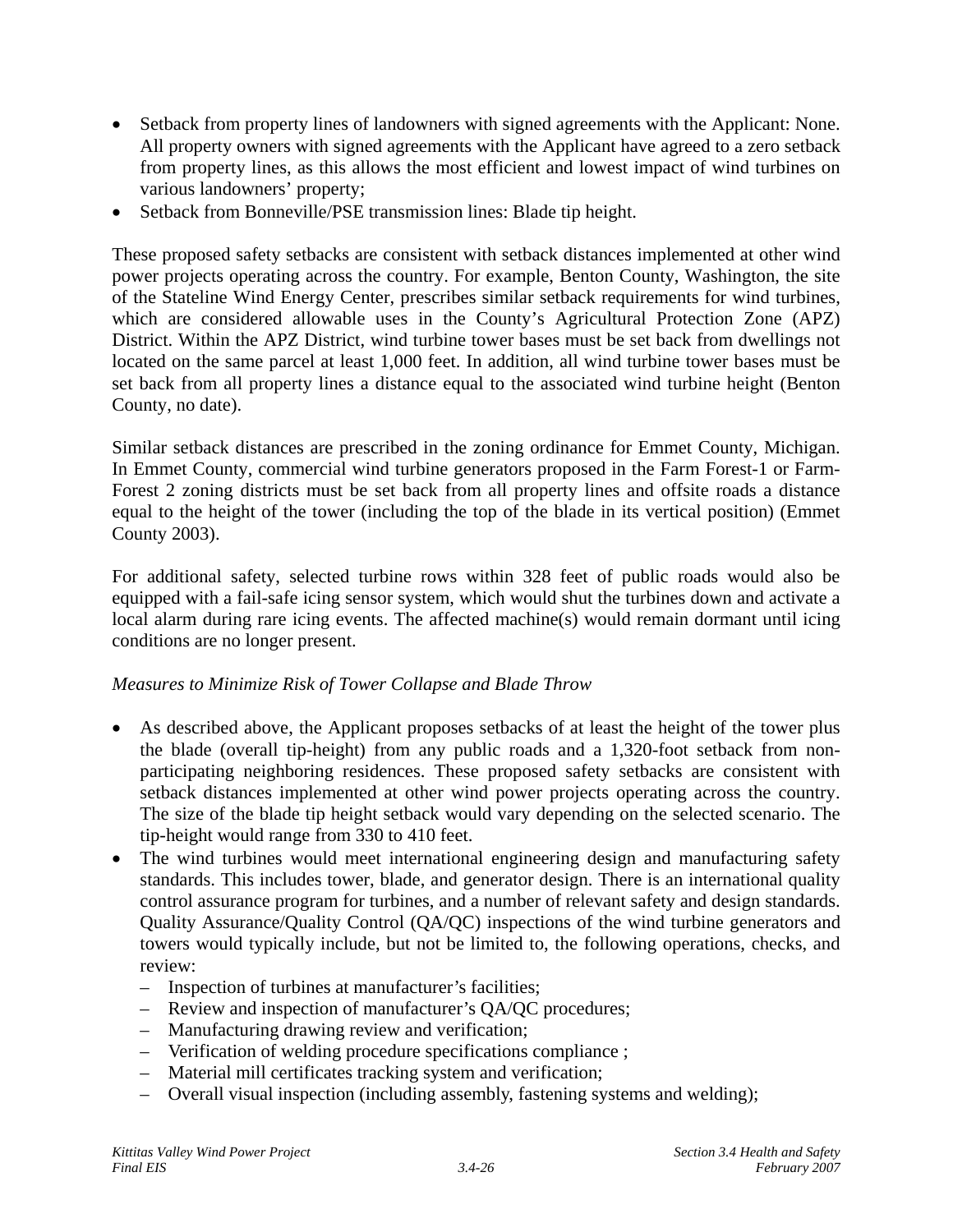- Setback from property lines of landowners with signed agreements with the Applicant: None. All property owners with signed agreements with the Applicant have agreed to a zero setback from property lines, as this allows the most efficient and lowest impact of wind turbines on various landowners' property;
- Setback from Bonneville/PSE transmission lines: Blade tip height.

These proposed safety setbacks are consistent with setback distances implemented at other wind power projects operating across the country. For example, Benton County, Washington, the site of the Stateline Wind Energy Center, prescribes similar setback requirements for wind turbines, which are considered allowable uses in the County's Agricultural Protection Zone (APZ) District. Within the APZ District, wind turbine tower bases must be set back from dwellings not located on the same parcel at least 1,000 feet. In addition, all wind turbine tower bases must be set back from all property lines a distance equal to the associated wind turbine height (Benton County, no date).

Similar setback distances are prescribed in the zoning ordinance for Emmet County, Michigan. In Emmet County, commercial wind turbine generators proposed in the Farm Forest-1 or Farm-Forest 2 zoning districts must be set back from all property lines and offsite roads a distance equal to the height of the tower (including the top of the blade in its vertical position) (Emmet County 2003).

For additional safety, selected turbine rows within 328 feet of public roads would also be equipped with a fail-safe icing sensor system, which would shut the turbines down and activate a local alarm during rare icing events. The affected machine(s) would remain dormant until icing conditions are no longer present.

*Measures to Minimize Risk of Tower Collapse and Blade Throw*

- As described above, the Applicant proposes setbacks of at least the height of the tower plus the blade (overall tip-height) from any public roads and a 1,320-foot setback from non-participating neighboring residences. These proposed safety setbacks are consistent with setback distances implemented at other wind power projects operating across the country. The size of the blade tip height setback would vary depending on the selected scenario. The tip-height would range from 330 to 410 feet.
- The wind turbines would meet international engineering design and manufacturing safety standards. This includes tower, blade, and generator design. There is an international quality control assurance program for turbines, and a number of relevant safety and design standards. Quality Assurance/Quality Control (QA/QC) inspections of the wind turbine generators and towers would typically include, but not be limited to, the following operations, checks, and review:
  - Inspection of turbines at manufacturer's facilities;
  - Review and inspection of manufacturer's QA/QC procedures;
  - Manufacturing drawing review and verification;
  - Verification of welding procedure specifications compliance ;
  - Material mill certificates tracking system and verification;
  - Overall visual inspection (including assembly, fastening systems and welding);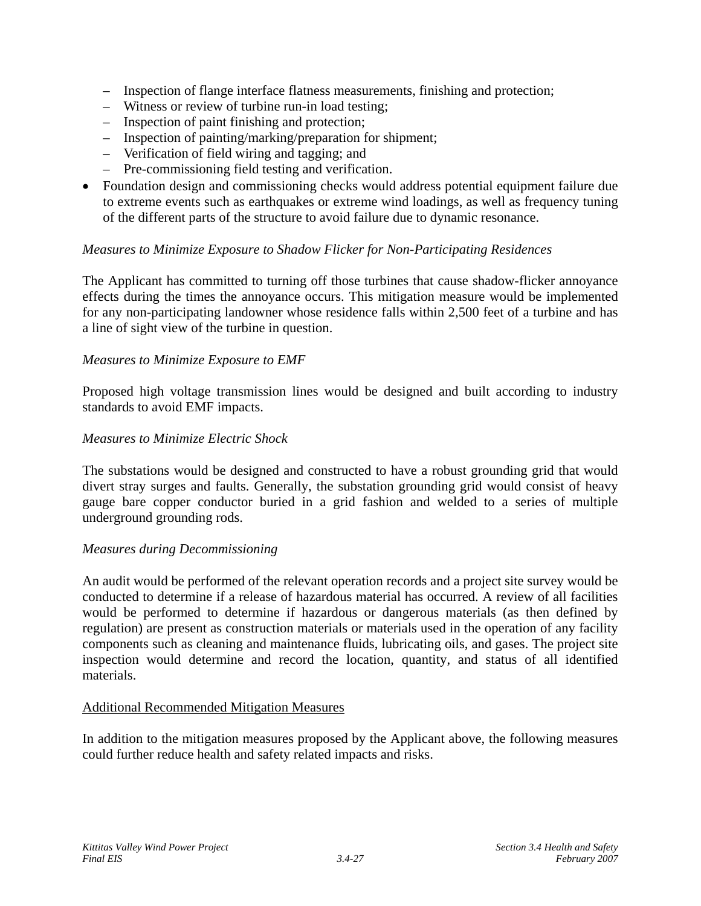- Inspection of flange interface flatness measurements, finishing and protection;
  - Witness or review of turbine run-in load testing;
  - Inspection of paint finishing and protection;
  - Inspection of painting/marking/preparation for shipment;
  - Verification of field wiring and tagging; and
  - Pre-commissioning field testing and verification.
- Foundation design and commissioning checks would address potential equipment failure due to extreme events such as earthquakes or extreme wind loadings, as well as frequency tuning of the different parts of the structure to avoid failure due to dynamic resonance.

*Measures to Minimize Exposure to Shadow Flicker for Non-Participating Residences*

The Applicant has committed to turning off those turbines that cause shadow-flicker annoyance effects during the times the annoyance occurs. This mitigation measure would be implemented for any non-participating landowner whose residence falls within 2,500 feet of a turbine and has a line of sight view of the turbine in question.

*Measures to Minimize Exposure to EMF*

Proposed high voltage transmission lines would be designed and built according to industry standards to avoid EMF impacts.

*Measures to Minimize Electric Shock*

The substations would be designed and constructed to have a robust grounding grid that would divert stray surges and faults. Generally, the substation grounding grid would consist of heavy gauge bare copper conductor buried in a grid fashion and welded to a series of multiple underground grounding rods.

*Measures during Decommissioning*

An audit would be performed of the relevant operation records and a project site survey would be conducted to determine if a release of hazardous material has occurred. A review of all facilities would be performed to determine if hazardous or dangerous materials (as then defined by regulation) are present as construction materials or materials used in the operation of any facility components such as cleaning and maintenance fluids, lubricating oils, and gases. The project site inspection would determine and record the location, quantity, and status of all identified materials.

<u>Additional Recommended Mitigation Measures</u>

In addition to the mitigation measures proposed by the Applicant above, the following measures could further reduce health and safety related impacts and risks.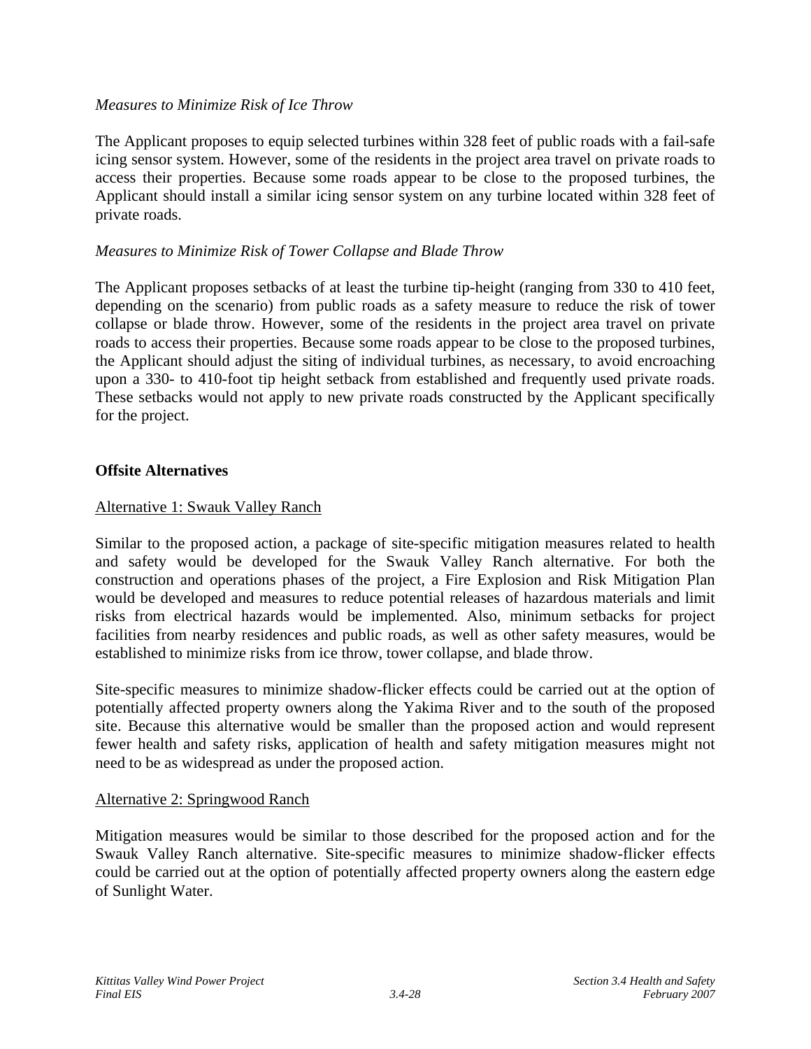*Measures to Minimize Risk of Ice Throw*

The Applicant proposes to equip selected turbines within 328 feet of public roads with a fail-safe icing sensor system. However, some of the residents in the project area travel on private roads to access their properties. Because some roads appear to be close to the proposed turbines, the Applicant should install a similar icing sensor system on any turbine located within 328 feet of private roads.

*Measures to Minimize Risk of Tower Collapse and Blade Throw*

The Applicant proposes setbacks of at least the turbine tip-height (ranging from 330 to 410 feet, depending on the scenario) from public roads as a safety measure to reduce the risk of tower collapse or blade throw. However, some of the residents in the project area travel on private roads to access their properties. Because some roads appear to be close to the proposed turbines, the Applicant should adjust the siting of individual turbines, as necessary, to avoid encroaching upon a 330- to 410-foot tip height setback from established and frequently used private roads. These setbacks would not apply to new private roads constructed by the Applicant specifically for the project.

**Offsite Alternatives**

Alternative 1: Swauk Valley Ranch

Similar to the proposed action, a package of site-specific mitigation measures related to health and safety would be developed for the Swauk Valley Ranch alternative. For both the construction and operations phases of the project, a Fire Explosion and Risk Mitigation Plan would be developed and measures to reduce potential releases of hazardous materials and limit risks from electrical hazards would be implemented. Also, minimum setbacks for project facilities from nearby residences and public roads, as well as other safety measures, would be established to minimize risks from ice throw, tower collapse, and blade throw.

Site-specific measures to minimize shadow-flicker effects could be carried out at the option of potentially affected property owners along the Yakima River and to the south of the proposed site. Because this alternative would be smaller than the proposed action and would represent fewer health and safety risks, application of health and safety mitigation measures might not need to be as widespread as under the proposed action.

Alternative 2: Springwood Ranch

Mitigation measures would be similar to those described for the proposed action and for the Swauk Valley Ranch alternative. Site-specific measures to minimize shadow-flicker effects could be carried out at the option of potentially affected property owners along the eastern edge of Sunlight Water.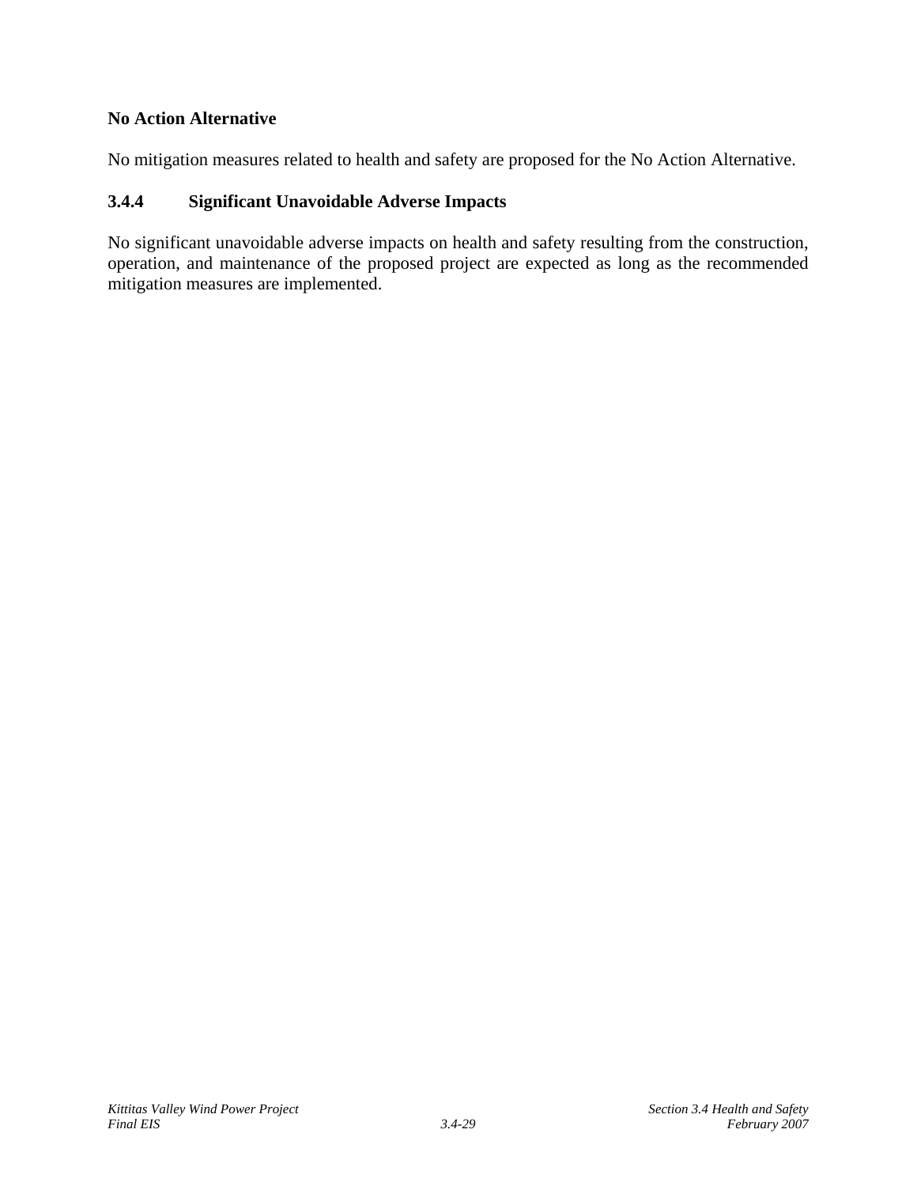**No Action Alternative**

No mitigation measures related to health and safety are proposed for the No Action Alternative.

### 3.4.4 Significant Unavoidable Adverse Impacts

No significant unavoidable adverse impacts on health and safety resulting from the construction, operation, and maintenance of the proposed project are expected as long as the recommended mitigation measures are implemented.